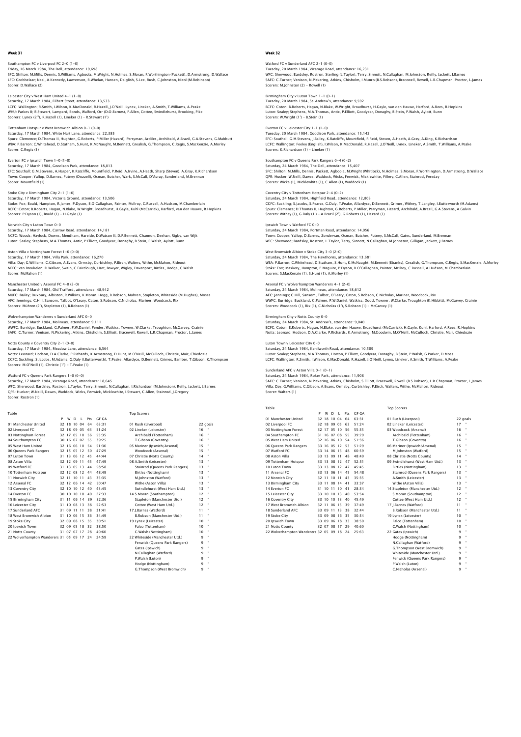# Week 31

Southampton FC v Liverpool FC 2-0 (1-0)
Friday, 16 March 1984, The Dell, attendance: 19,698
SFC: Shilton; M.Mills, Dennis, S.Williams, Agboola, M.Wright, N.Holmes, S.Moran, F.Worthington (Puckett), D.Armstrong, D.Wallace
LFC: Grobbelaar; Neal, A.Kennedy, Lawrenson, R.Whelan, Hansen, Dalglish, S.Lee, Rush, C.Johnston, Nicol (M.Robinson)
Scorer: D.Wallace (2)

Leicester City v West Ham United 4-1 (1-0)
Saturday, 17 March 1984, Filbert Street, attendance: 13,533
LCFC: Wallington; R.Smith, I.Wilson, K.MacDonald, R.Hazell, J.O'Neill, Lynex, Lineker, A.Smith, T.Williams, A.Peake
WHU: Parkes II; R.Stewart, Lampard, Bonds, Walford, Orr (D.O.Barnes), P.Allen, Cottee, Swindlehurst, Brooking, Pike
Scorers: Lynex (2''), R.Hazell (1), Lineker (1) - R.Stewart (1')

Tottenham Hotspur v West Bromwich Albion 0-1 (0-0)
Saturday, 17 March 1984, White Hart Lane, attendance: 22,385
Spurs: Clemence; D.Thomas II, Hughton, G.Roberts, P.Miller (Hazard), Perryman, Ardiles, Archibald, A.Brazil, G.A.Stevens, G.Mabbutt
WBA: P.Barron; C.Whitehead, D.Statham, S.Hunt, K.McNaught, M.Bennett, Grealish, G.Thompson, C.Regis, S.MacKenzie, A.Morley
Scorer: C.Regis (1)

Everton FC v Ipswich Town 1-0 (1-0)
Saturday, 17 March 1984, Goodison Park, attendance: 18,013
EFC: Southall; G.M.Stevens, A.Harper, K.Ratcliffe, Mountfield, P.Reid, A.Irvine, A.Heath, Sharp (Steven), A.Gray, K.Richardson
Town: Cooper; Yallop, D.Barnes, Putney (Dozzell), Osman, Butcher, Wark, S.McCall, D'Avray, Sunderland, M.Brennan
Scorer: Mountfield (1)

Stoke City v Birmingham City 2-1 (1-0)
Saturday, 17 March 1984, Victoria Ground, attendance: 13,506
Stoke: Fox; Bould, Hampton, R.James, P.Dyson, B.O'Callaghan, Painter, McIlroy, C.Russell, A.Hudson, M.Chamberlain
BCFC: Coton; B.Roberts, Hagan, N.Blake, W.Wright, Broadhurst, H.Gayle, Kuhl (McCarrick), Harford, van den Hauwe, R.Hopkins
Scorers: P.Dyson (1), Bould (1) - H.Gayle (1)

Norwich City v Luton Town 0-0
Saturday, 17 March 1984, Carrow Road, attendance: 14,181
NCFC: Woods; Haylock, Downs, Mendham, Hareide, D.Watson II, D.P.Bennett, Channon, Deehan, Rigby, van Wijk
Luton: Sealey; Stephens, M.A.Thomas, Antic, P.Elliott, Goodyear, Donaghy, B.Stein, P.Walsh, Aylott, Bunn

Aston Villa v Nottingham Forest 1-0 (0-0)
Saturday, 17 March 1984, Villa Park, attendance: 16,270
Villa: Day; G.Williams, C.Gibson, A.Evans, Ormsby, Curbishley, P.Birch, Walters, Withe, McMahon, Rideout
NFFC: van Breukelen; D.Walker, Swain, C.Fairclough, Hart, Bowyer, Wigley, Davenport, Birtles, Hodge, C.Walsh
Scorer: McMahon (1)

Manchester United v Arsenal FC 4-0 (2-0)
Saturday, 17 March 1984, Old Trafford, attendance: 48,942
MUFC: Bailey; Duxbury, Albiston, R.Wilkins, K.Moran, Hogg, B.Robson, Mühren, Stapleton, Whiteside (M.Hughes), Moses
AFC: Jennings; C.Hill, Sansom, Talbot, O'Leary, Caton, S.Robson, C.Nicholas, Mariner, Woodcock, Rix
Scorers: Mühren (2'), Stapleton (1), B.Robson (1)

Wolverhampton Wanderers v Sunderland AFC 0-0
Saturday, 17 March 1984, Molineux, attendance: 9,111
WWFC: Burridge; Buckland, G.Palmer, P.W.Daniel, Pender, Watkiss, Towner, W.Clarke, Troughton, McGarvey, Crainie
SAFC: C.Turner; Venison, N.Pickering, Atkins, Chisholm, S.Elliott, Bracewell, Rowell, L.R.Chapman, Proctor, L.James

Notts County v Coventry City 2-1 (0-0)
Saturday, 17 March 1984, Meadow Lane, attendance: 6,564
Notts: Leonard; Hodson, D.A.Clarke, P.Richards, K.Armstrong, D.Hunt, M.O'Neill, McCulloch, Christie, Mair, Chiedozie
CCFC: Suckling; S.Jacobs, M.Adams, G.Daly (I.Butterworth), T.Peake, Allardyce, D.Bennett, Grimes, Bamber, T.Gibson, K.Thompson
Scorers: M.O'Neill (1), Christie (1') - T.Peake (1)

Watford FC v Queens Park Rangers 1-0 (0-0)
Saturday, 17 March 1984, Vicarage Road, attendance: 18,645
WFC: Sherwood; Bardsley, Rostron, L.Taylor, Terry, Sinnott, N.Callaghan, I.Richardson (M.Johnston), Reilly, Jackett, J.Barnes
QPR: Hucker; W.Neill, Dawes, Waddock, Wicks, Fenwick, Micklewhite, I.Stewart, C.Allen, Stainrod, J.Gregory
Scorer: Rostron (1)

Table

| | P | W | D | L | Pts | GF GA |
|---|---|---|---|---|---|---|
| 01 Manchester United | 32 | 18 | 10 | 04 | 64 | 63:31 |
| 02 Liverpool FC | 32 | 18 | 09 | 05 | 63 | 51:24 |
| 03 Nottingham Forest | 32 | 17 | 05 | 10 | 56 | 55:35 |
| 04 Southampton FC | 30 | 16 | 07 | 07 | 55 | 39:25 |
| 05 West Ham United | 32 | 16 | 06 | 10 | 54 | 51:36 |
| 06 Queens Park Rangers | 32 | 15 | 05 | 12 | 50 | 47:29 |
| 07 Luton Town | 31 | 13 | 06 | 12 | 45 | 44:44 |
| 08 Aston Villa | 32 | 12 | 09 | 11 | 45 | 47:49 |
| 09 Watford FC | 31 | 13 | 05 | 13 | 44 | 58:58 |
| 10 Tottenham Hotspur | 32 | 12 | 08 | 12 | 44 | 48:49 |
| 11 Norwich City | 32 | 11 | 10 | 11 | 43 | 35:35 |
| 12 Arsenal FC | 32 | 12 | 06 | 14 | 42 | 50:47 |
| 13 Coventry City | 32 | 10 | 10 | 12 | 40 | 43:45 |
| 14 Everton FC | 30 | 10 | 10 | 10 | 40 | 27:33 |
| 15 Birmingham City | 31 | 11 | 06 | 14 | 39 | 32:36 |
| 16 Leicester City | 31 | 10 | 08 | 13 | 38 | 52:53 |
| 17 Sunderland AFC | 31 | 09 | 11 | 11 | 38 | 31:41 |
| 18 West Bromwich Albion | 31 | 10 | 06 | 15 | 36 | 34:49 |
| 19 Stoke City | 32 | 09 | 08 | 15 | 35 | 30:51 |
| 20 Ipswich Town | 32 | 09 | 05 | 18 | 32 | 38:50 |
| 21 Notts County | 31 | 07 | 07 | 17 | 28 | 40:60 |
| 22 Wolverhampton Wanderers | 31 | 05 | 09 | 17 | 24 | 24:59 |

Top Scorers

| | |
|---|---|
| 01 Rush (Liverpool) | 22 goals |
| 02 Lineker (Leicester) | 16 " |
| Archibald (Tottenham) | 16 " |
| T.Gibson (Coventry) | 16 " |
| 05 Mariner (Ipswich/Arsenal) | 15 " |
| Woodcock (Arsenal) | 15 " |
| 07 Christie (Notts County) | 14 " |
| 08 A.Smith (Leicester) | 13 " |
| Stainrod (Queens Park Rangers) | 13 " |
| Birtles (Nottingham) | 13 " |
| M.Johnston (Watford) | 13 " |
| Withe (Aston Villa) | 13 " |
| Swindlehurst (West Ham Utd.) | 13 " |
| 14 S.Moran (Southampton) | 12 " |
| Stapleton (Manchester Utd.) | 12 " |
| Cottee (West Ham Utd.) | 12 " |
| 17 J.Barnes (Watford) | 11 " |
| B.Robson (Manchester Utd.) | 11 " |
| 19 Lynex (Leicester) | 10 " |
| Falco (Tottenham) | 10 " |
| C.Walsh (Nottingham) | 10 " |
| 22 Whiteside (Manchester Utd.) | 9 " |
| Fenwick (Queens Park Rangers) | 9 " |
| Gates (Ipswich) | 9 " |
| N.Callaghan (Watford) | 9 " |
| P.Walsh (Luton) | 9 " |
| Hodge (Nottingham) | 9 " |
| G.Thompson (West Bromwich) | 9 " |

# Week 32

Watford FC v Sunderland AFC 2-1 (0-0)
Tuesday, 20 March 1984, Vicarage Road, attendance: 16,231
WFC: Sherwood; Bardsley, Rostron, Sterling (L.Taylor), Terry, Sinnott, N.Callaghan, M.Johnston, Reilly, Jackett, J.Barnes
SAFC: C.Turner; Venison, N.Pickering, Atkins, Chisholm, I.Munro (B.S.Robson), Bracewell, Rowell, L.R.Chapman, Proctor, L.James
Scorers: M.Johnston (2) - Rowell (1)

Birmingham City v Luton Town 1-1 (0-1)
Tuesday, 20 March 1984, St. Andrew's, attendance: 9,592
BCFC: Coton; B.Roberts, Hagan, N.Blake, W.Wright, Broadhurst, H.Gayle, van den Hauwe, Harford, A.Rees, R.Hopkins
Luton: Sealey; Stephens, M.A.Thomas, Antic, P.Elliott, Goodyear, Donaghy, B.Stein, P.Walsh, Aylott, Bunn
Scorers: W.Wright (1') - B.Stein (1)

Everton FC v Leicester City 1-1 (1-0)
Tuesday, 20 March 1984, Goodison Park, attendance: 15,142
EFC: Southall; G.M.Stevens, J.Bailey, K.Ratcliffe, Mountfield, P.Reid, Steven, A.Heath, A.Gray, A.King, K.Richardson
LCFC: Wallington; Feeley (English), I.Wilson, K.MacDonald, R.Hazell, J.O'Neill, Lynex, Lineker, A.Smith, T.Williams, A.Peake
Scorers: K.Richardson (1) - Lineker (1)

Southampton FC v Queens Park Rangers 0-4 (0-2)
Saturday, 24 March 1984, The Dell, attendance: 15,407
SFC: Shilton; M.Mills, Dennis, Puckett, Agboola, M.Wright (Whitlock), N.Holmes, S.Moran, F.Worthington, D.Armstrong, D.Wallace
QPR: Hucker; W.Neill, Dawes, Waddock, Wicks, Fenwick, Micklewhite, Fillery, C.Allen, Stainrod, Fereday
Scorers: Wicks (1), Micklewhite (1), C.Allen (1), Waddock (1)

Coventry City v Tottenham Hotspur 2-4 (0-2)
Saturday, 24 March 1984, Highfield Road, attendance: 12,803
CCFC: Suckling; S.Jacobs, S.Pearce, G.Daly, T.Peake, Allardyce, D.Bennett, Grimes, Withey, T.Langley, I.Butterworth (M.Adams)
Spurs: Clemence; D.Thomas II, Hughton, G.Roberts, P.Miller, Perryman, Hazard, Archibald, A.Brazil, G.A.Stevens, A.Galvin
Scorers: Withey (1), G.Daly (1') - A.Brazil (2'), G.Roberts (1), Hazard (1)

Ipswich Town v Watford FC 0-0
Saturday, 24 March 1984, Portman Road, attendance: 14,956
Town: Cooper; Yallop, D.Barnes, Zondervan, Osman, Butcher, Putney, S.McCall, Gates, Sunderland, M.Brennan
WFC: Sherwood; Bardsley, Rostron, L.Taylor, Terry, Sinnott, N.Callaghan, M.Johnston, Gilligan, Jackett, J.Barnes

West Bromwich Albion v Stoke City 3-0 (2-0)
Saturday, 24 March 1984, The Hawthorns, attendance: 13,681
WBA: P.Barron; C.Whitehead, D.Statham, S.Hunt, K.McNaught, M.Bennett (Ebanks), Grealish, G.Thompson, C.Regis, S.MacKenzie, A.Morley
Stoke: Fox; Maskery, Hampton, P.Maguire, P.Dyson, B.O'Callaghan, Painter, McIlroy, C.Russell, A.Hudson, M.Chamberlain
Scorers: S.MacKenzie (1), S.Hunt (1), A.Morley (1)

Arsenal FC v Wolverhampton Wanderers 4-1 (2-0)
Saturday, 24 March 1984, Molineux, attendance: 18,612
AFC: Jennings; C.Hill, Sansom, Talbot, O'Leary, Caton, S.Robson, C.Nicholas, Mariner, Woodcock, Rix
WWFC: Burridge; Buckland, G.Palmer, P.W.Daniel, Watkiss, Dodd, Towner, W.Clarke, Troughton (K.Hibbitt), McGarvey, Crainie
Scorers: Woodcock (1), Rix (1), C.Nicholas (1'), S.Robson (1) - McGarvey (1)

Birmingham City v Notts County 0-0
Saturday, 24 March 1984, St. Andrew's, attendance: 9,040
BCFC: Coton; B.Roberts, Hagan, N.Blake, van den Hauwe, Broadhurst (McCarrick), H.Gayle, Kuhl, Harford, A.Rees, R.Hopkins
Notts: Leonard; Hodson, D.A.Clarke, P.Richards, K.Armstrong, M.Goodwin, M.O'Neill, McCulloch, Christie, Mair, Chiedozie

Luton Town v Leicester City 0-0
Saturday, 24 March 1984, Kenilworth Road, attendance: 10,509
Luton: Sealey; Stephens, M.A.Thomas, Horton, P.Elliott, Goodyear, Donaghy, B.Stein, P.Walsh, G.Parker, D.Moss
LCFC: Wallington; R.Smith, I.Wilson, K.MacDonald, R.Hazell, J.O'Neill, Lynex, Lineker, A.Smith, T.Williams, A.Peake

Sunderland AFC v Aston Villa 0-1 (0-1)
Saturday, 24 March 1984, Roker Park, attendance: 11,908
SAFC: C.Turner; Venison, N.Pickering, Atkins, Chisholm, S.Elliott, Bracewell, Rowell (B.S.Robson), L.R.Chapman, Proctor, L.James
Villa: Day; G.Williams, C.Gibson, A.Evans, Ormsby, Curbishley, P.Birch, Walters, Withe, McMahon, Rideout
Scorer: Walters (1)

Table

| | P | W | D | L | Pts | GF GA |
|---|---|---|---|---|---|---|
| 01 Manchester United | 32 | 18 | 10 | 04 | 64 | 63:31 |
| 02 Liverpool FC | 32 | 18 | 09 | 05 | 63 | 51:24 |
| 03 Nottingham Forest | 32 | 17 | 05 | 10 | 56 | 55:35 |
| 04 Southampton FC | 31 | 16 | 07 | 08 | 55 | 39:29 |
| 05 West Ham United | 32 | 16 | 06 | 10 | 54 | 51:36 |
| 06 Queens Park Rangers | 33 | 16 | 05 | 12 | 53 | 51:29 |
| 07 Watford FC | 33 | 14 | 06 | 13 | 48 | 60:59 |
| 08 Aston Villa | 33 | 13 | 09 | 11 | 48 | 48:49 |
| 09 Tottenham Hotspur | 33 | 13 | 08 | 12 | 47 | 52:51 |
| 10 Luton Town | 33 | 13 | 08 | 12 | 47 | 45:45 |
| 11 Arsenal FC | 33 | 13 | 06 | 14 | 45 | 54:48 |
| 12 Norwich City | 32 | 11 | 10 | 11 | 43 | 35:35 |
| 13 Birmingham City | 33 | 11 | 08 | 14 | 41 | 33:37 |
| 14 Everton FC | 31 | 10 | 11 | 10 | 41 | 28:34 |
| 15 Leicester City | 33 | 10 | 10 | 13 | 40 | 53:54 |
| 16 Coventry City | 33 | 10 | 10 | 13 | 40 | 45:49 |
| 17 West Bromwich Albion | 32 | 11 | 06 | 15 | 39 | 37:49 |
| 18 Sunderland AFC | 33 | 09 | 11 | 13 | 38 | 32:44 |
| 19 Stoke City | 33 | 09 | 08 | 16 | 35 | 30:54 |
| 20 Ipswich Town | 33 | 09 | 06 | 18 | 33 | 38:50 |
| 21 Notts County | 32 | 07 | 08 | 17 | 29 | 40:60 |
| 22 Wolverhampton Wanderers | 32 | 05 | 09 | 18 | 24 | 25:63 |

Top Scorers

| | |
|---|---|
| 01 Rush (Liverpool) | 22 goals |
| 02 Lineker (Leicester) | 17 " |
| 03 Woodcock (Arsenal) | 16 " |
| Archibald (Tottenham) | 16 " |
| T.Gibson (Coventry) | 16 " |
| 06 Mariner (Ipswich/Arsenal) | 15 " |
| M.Johnston (Watford) | 15 " |
| 08 Christie (Notts County) | 14 " |
| 09 Swindlehurst (West Ham Utd.) | 13 " |
| Birtles (Nottingham) | 13 " |
| Stainrod (Queens Park Rangers) | 13 " |
| A.Smith (Leicester) | 13 " |
| Withe (Aston Villa) | 13 " |
| 14 Stapleton (Manchester Utd.) | 12 " |
| S.Moran (Southampton) | 12 " |
| Cottee (West Ham Utd.) | 12 " |
| 17 J.Barnes (Watford) | 11 " |
| B.Robson (Manchester Utd.) | 11 " |
| 19 Lynex (Leicester) | 10 " |
| Falco (Tottenham) | 10 " |
| C.Walsh (Nottingham) | 10 " |
| 22 Gates (Ipswich) | 9 " |
| Hodge (Nottingham) | 9 " |
| N.Callaghan (Watford) | 9 " |
| G.Thompson (West Bromwich) | 9 " |
| Whiteside (Manchester Utd.) | 9 " |
| Fenwick (Queens Park Rangers) | 9 " |
| P.Walsh (Luton) | 9 " |
| C.Nicholas (Arsenal) | 9 " |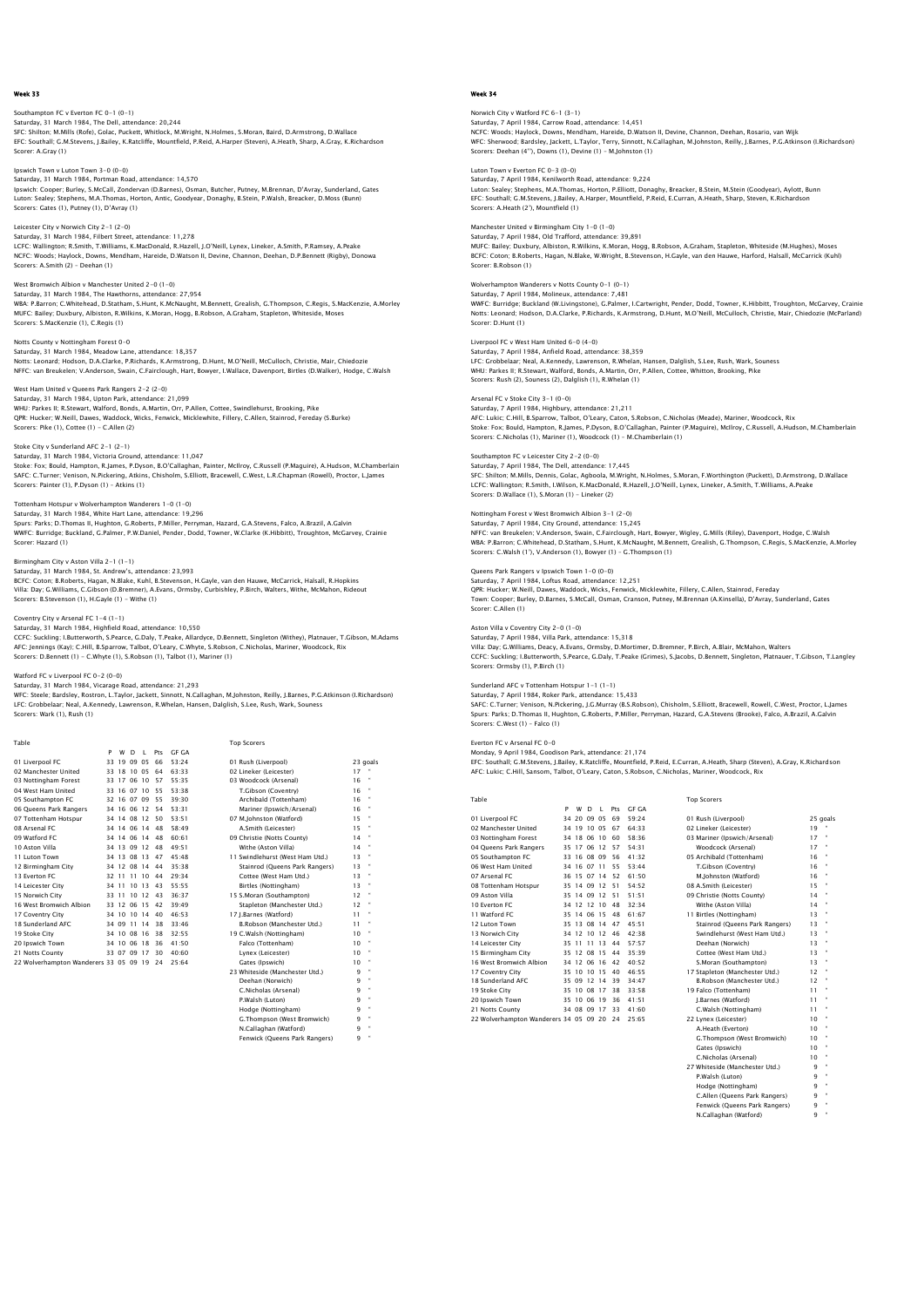## Week 33

Southampton FC v Everton FC 0-1 (0-1)
Saturday, 31 March 1984, The Dell, attendance: 20,244
SFC: Shilton; M.Mills (Rofe), Golac, Puckett, Whitlock, M.Wright, N.Holmes, S.Moran, Baird, D.Armstrong, D.Wallace
EFC: Southall; G.Stevens, J.Bailey, K.Ratcliffe, Mountfield, P.Reid, A.Harper (Steven), A.Heath, Sharp, A.Gray, K.Richardson
Scorer: A.Gray (1)

Ipswich Town v Luton Town 3-0 (0-0)
Saturday, 31 March 1984, Portman Road, attendance: 14,570
Ipswich: Cooper; Burley, S.McCall, Zondervan (D.Barnes), Osman, Butcher, Putney, M.Brennan, D'Avray, Sunderland, Gates
Luton: Sealey; Stephens, M.A.Thomas, Horton, Antic, Goodyear, Donaghy, B.Stein, P.Walsh, Breacker, D.Moss (Bunn)
Scorers: Gates (1), Putney (1), D'Avray (1)

Leicester City v Norwich City 2-1 (2-0)
Saturday, 31 March 1984, Filbert Street, attendance: 11,278
LCFC: Wallington; R.Smith, T.Williams, K.MacDonald, R.Hazell, J.O'Neill, Lynex, Lineker, A.Smith, P.Ramsey, A.Peake
NCFC: Woods; Haylock, Downs, Mendham, Hareide, D.Watson II, Devine, Channon, Deehan, D.P.Bennett (Rigby), Donowa
Scorers: A.Smith (2) - Deehan (1)

West Bromwich Albion v Manchester United 2-0 (1-0)
Saturday, 31 March 1984, The Hawthorns, attendance: 27,954
WBA: P.Barron; C.Whitehead, D.Statham, S.Hunt, K.McNaught, M.Bennett, Grealish, G.Thompson, C.Regis, S.MacKenzie, A.Morley
MUFC: Bailey; Duxbury, Albiston, R.Wilkins, K.Moran, Hogg, B.Robson, A.Graham, Stapleton, Whiteside, Moses
Scorers: S.MacKenzie (1), C.Regis (1)

Notts County v Nottingham Forest 0-0
Saturday, 31 March 1984, Meadow Lane, attendance: 18,357
Notts: Leonard; Hodson, D.A.Clarke, P.Richards, K.Armstrong, D.Hunt, M.O'Neill, McCulloch, Christie, Mair, Chiedozie
NFFC: van Breukelen; V.Anderson, Swain, C.Fairclough, Hart, Bowyer, I.Wallace, Davenport, Birtles (D.Walker), Hodge, C.Walsh

West Ham United v Queens Park Rangers 2-2 (2-0)
Saturday, 31 March 1984, Upton Park, attendance: 21,099
WHU: Parkes II; R.Stewart, Walford, Bonds, A.Martin, Orr, P.Allen, Cottee, Swindlehurst, Brooking, Pike
QPR: Hucker; W.Neill, Dawes, Waddock, Wicks, Fenwick, Micklewhite, Fillery, C.Allen, Stainrod, Fereday (S.Burke)
Scorers: Pike (1), Cottee (1) - C.Allen (2)

Stoke City v Sunderland AFC 2-1 (2-1)
Saturday, 31 March 1984, Victoria Ground, attendance: 11,047
Stoke: Fox; Bould, Hampton, R.James, P.Dyson, B.O'Callaghan, Painter, McIlroy, C.Russell (P.Maguire), A.Hudson, M.Chamberlain
SAFC: C.Turner; Venison, N.Pickering, Atkins, Chisholm, S.Elliott, Bracewell, C.West, L.R.Chapman (Rowell), Proctor, L.James
Scorers: Painter (1), P.Dyson (1) - Atkins (1)

Tottenham Hotspur v Wolverhampton Wanderers 1-0 (1-0)
Saturday, 31 March 1984, White Hart Lane, attendance: 19,296
Spurs: Parks; D.Thomas II, Hughton, G.Roberts, P.Miller, Perryman, Hazard, G.A.Stevens, Falco, A.Brazil, A.Galvin
WWFC: Burridge; Buckland, G.Palmer, P.W.Daniel, Pender, Dodd, Towner, W.Clarke (K.Hibbitt), Troughton, McGarvey, Crainie
Scorer: Hazard (1)

Birmingham City v Aston Villa 2-1 (1-1)
Saturday, 31 March 1984, St. Andrew's, attendance: 23,993
BCFC: Coton; B.Roberts, Hagan, N.Blake, Kuhl, B.Stevenson, H.Gayle, van den Hauwe, McCarrick, Halsall, R.Hopkins
Villa: Day; G.Williams, C.Gibson (D.Bremner), A.Evans, Ormsby, Curbishley, P.Birch, Walters, Withe, McMahon, Rideout
Scorers: B.Stevenson (1), H.Gayle (1) - Withe (1)

Coventry City v Arsenal FC 1-4 (1-1)
Saturday, 31 March 1984, Highfield Road, attendance: 10,550
CCFC: Suckling; I.Butterworth, S.Pearce, G.Daly, T.Peake, Allardyce, D.Bennett, Singleton (Withey), Platnauer, T.Gibson, M.Adams
AFC: Jennings (Kay); C.Hill, B.Sparrow, Talbot, O'Leary, C.Whyte, S.Robson, C.Nicholas, Mariner, Woodcock, Rix
Scorers: D.Bennett (1) - C.Whyte (1), S.Robson (1), Talbot (1), Mariner (1)

Watford FC v Liverpool FC 0-2 (0-0)
Saturday, 31 March 1984, Vicarage Road, attendance: 21,293
WFC: Steele; Bardsley, Rostron, L.Taylor, Jackett, Sinnott, N.Callaghan, M.Johnston, Reilly, J.Barnes, P.G.Atkinson (I.Richardson)
LFC: Grobbelaar; Neal, A.Kennedy, Lawrenson, R.Whelan, Hansen, Dalglish, S.Lee, Rush, Wark, Souness
Scorers: Wark (1), Rush (1)

### Table

| | P | W | D | L | Pts | GF GA |
|---|---|---|---|---|---|---|
| 01 Liverpool FC | 33 | 19 | 09 | 05 | 66 | 53:24 |
| 02 Manchester United | 33 | 18 | 10 | 05 | 64 | 63:33 |
| 03 Nottingham Forest | 33 | 17 | 06 | 10 | 57 | 55:35 |
| 04 West Ham United | 33 | 16 | 07 | 10 | 55 | 53:38 |
| 05 Southampton FC | 32 | 16 | 07 | 09 | 55 | 39:30 |
| 06 Queens Park Rangers | 34 | 16 | 06 | 12 | 54 | 53:31 |
| 07 Tottenham Hotspur | 34 | 14 | 08 | 12 | 50 | 53:51 |
| 08 Arsenal FC | 34 | 14 | 06 | 14 | 48 | 58:49 |
| 09 Watford FC | 34 | 14 | 06 | 14 | 48 | 60:61 |
| 10 Aston Villa | 34 | 13 | 09 | 12 | 48 | 49:51 |
| 11 Luton Town | 34 | 13 | 08 | 13 | 47 | 45:48 |
| 12 Birmingham City | 34 | 12 | 08 | 14 | 44 | 35:38 |
| 13 Everton FC | 32 | 11 | 11 | 10 | 44 | 29:34 |
| 14 Leicester City | 34 | 11 | 10 | 13 | 43 | 55:55 |
| 15 Norwich City | 33 | 11 | 10 | 12 | 43 | 36:37 |
| 16 West Bromwich Albion | 33 | 12 | 06 | 15 | 42 | 39:49 |
| 17 Coventry City | 34 | 10 | 10 | 14 | 40 | 46:53 |
| 18 Sunderland AFC | 34 | 09 | 11 | 14 | 38 | 33:46 |
| 19 Stoke City | 34 | 10 | 08 | 16 | 38 | 32:55 |
| 20 Ipswich Town | 34 | 10 | 06 | 18 | 36 | 41:50 |
| 21 Notts County | 33 | 07 | 09 | 17 | 30 | 40:60 |
| 22 Wolverhampton Wanderers | 33 | 05 | 09 | 19 | 24 | 25:64 |

### Top Scorers

| | |
|---|---|
| 01 Rush (Liverpool) | 23 goals |
| 02 Lineker (Leicester) | 17 " |
| 03 Woodcock (Arsenal) | 16 " |
| T.Gibson (Coventry) | 16 " |
| Archibald (Tottenham) | 16 " |
| Mariner (Ipswich/Arsenal) | 16 " |
| 07 M.Johnston (Watford) | 15 " |
| A.Smith (Leicester) | 15 " |
| 09 Christie (Notts County) | 14 " |
| Withe (Aston Villa) | 14 " |
| 11 Swindlehurst (West Ham Utd.) | 13 " |
| Stainrod (Queens Park Rangers) | 13 " |
| Cottee (West Ham Utd.) | 13 " |
| Birtles (Nottingham) | 13 " |
| 15 S.Moran (Southampton) | 12 " |
| Stapleton (Manchester Utd.) | 12 " |
| 17 J.Barnes (Watford) | 11 " |
| B.Robson (Manchester Utd.) | 11 " |
| 19 C.Walsh (Nottingham) | 10 " |
| Falco (Tottenham) | 10 " |
| Lynex (Leicester) | 10 " |
| Gates (Ipswich) | 10 " |
| 23 Whiteside (Manchester Utd.) | 9 " |
| Deehan (Norwich) | 9 " |
| C.Nicholas (Arsenal) | 9 " |
| P.Walsh (Luton) | 9 " |
| Hodge (Nottingham) | 9 " |
| G.Thompson (West Bromwich) | 9 " |
| N.Callaghan (Watford) | 9 " |
| Fenwick (Queens Park Rangers) | 9 " |

## Week 34

Norwich City v Watford FC 6-1 (3-1)
Saturday, 7 April 1984, Carrow Road, attendance: 14,451
NCFC: Woods; Haylock, Downs, Mendham, Hareide, D.Watson II, Devine, Channon, Deehan, Rosario, van Wijk
WFC: Sherwood; Bardsley, Jackett, L.Taylor, Terry, Sinnott, N.Callaghan, M.Johnston, Reilly, J.Barnes, P.G.Atkinson (I.Richardson)
Scorers: Deehan (4''), Downs (1), Devine (1) - M.Johnston (1)

Luton Town v Everton FC 0-3 (0-0)
Saturday, 7 April 1984, Kenilworth Road, attendance: 9,224
Luton: Sealey; Stephens, M.A.Thomas, Horton, P.Elliott, Donaghy, Breacker, B.Stein, M.Stein (Goodyear), Aylott, Bunn
EFC: Southall; G.Stevens, J.Bailey, A.Harper, Mountfield, P.Reid, E.Curran, A.Heath, Sharp, Steven, K.Richardson
Scorers: A.Heath (2'), Mountfield (1)

Manchester United v Birmingham City 1-0 (1-0)
Saturday, 7 April 1984, Old Trafford, attendance: 39,891
MUFC: Bailey; Duxbury, Albiston, R.Wilkins, K.Moran, Hogg, B.Robson, A.Graham, Stapleton, Whiteside (M.Hughes), Moses
BCFC: Coton; B.Roberts, Hagan, N.Blake, W.Wright, B.Stevenson, H.Gayle, van den Hauwe, Harford, Halsall, McCarrick (Kuhl)
Scorer: B.Robson (1)

Wolverhampton Wanderers v Notts County 0-1 (0-1)
Saturday, 7 April 1984, Molineux, attendance: 7,481
WWFC: Burridge; Buckland (W.Livingstone), G.Palmer, I.Cartwright, Pender, Dodd, Towner, K.Hibbitt, Troughton, McGarvey, Crainie
Notts: Leonard; Hodson, D.A.Clarke, P.Richards, K.Armstrong, D.Hunt, M.O'Neill, McCulloch, Christie, Mair, Chiedozie (McParland)
Scorer: D.Hunt (1)

Liverpool FC v West Ham United 6-0 (4-0)
Saturday, 7 April 1984, Anfield Road, attendance: 38,359
LFC: Grobbelaar; Neal, A.Kennedy, Lawrenson, R.Whelan, Hansen, Dalglish, S.Lee, Rush, Wark, Souness
WHU: Parkes II; R.Stewart, Walford, Bonds, A.Martin, Orr, P.Allen, Cottee, Whitton, Brooking, Pike
Scorers: Rush (2), Souness (2), Dalglish (1), R.Whelan (1)

Arsenal FC v Stoke City 3-1 (0-0)
Saturday, 7 April 1984, Highbury, attendance: 21,211
AFC: Lukic; C.Hill, B.Sparrow, Talbot, O'Leary, Caton, S.Robson, C.Nicholas (Meade), Mariner, Woodcock, Rix
Stoke: Fox; Bould, Hampton, R.James, P.Dyson, B.O'Callaghan, Painter (P.Maguire), McIlroy, C.Russell, A.Hudson, M.Chamberlain
Scorers: C.Nicholas (1), Mariner (1), Woodcock (1) - M.Chamberlain (1)

Southampton FC v Leicester City 2-2 (0-0)
Saturday, 7 April 1984, The Dell, attendance: 17,445
SFC: Shilton; M.Mills, Dennis, Golac, Agboola, M.Wright, N.Holmes, S.Moran, F.Worthington (Puckett), D.Armstrong, D.Wallace
LCFC: Wallington; R.Smith, I.Wilson, K.MacDonald, R.Hazell, J.O'Neill, Lynex, Lineker, A.Smith, T.Williams, A.Peake
Scorers: D.Wallace (1), S.Moran (1) - Lineker (2)

Nottingham Forest v West Bromwich Albion 3-1 (2-0)
Saturday, 7 April 1984, City Ground, attendance: 15,245
NFFC: van Breukelen; V.Anderson, Swain, C.Fairclough, Hart, Bowyer, Wigley, G.Mills (Riley), Davenport, Hodge, C.Walsh
WBA: P.Barron; C.Whitehead, D.Statham, S.Hunt, K.McNaught, M.Bennett, Grealish, G.Thompson, C.Regis, S.MacKenzie, A.Morley
Scorers: C.Walsh (1'), V.Anderson (1), Bowyer (1) - G.Thompson (1)

Queens Park Rangers v Ipswich Town 1-0 (0-0)
Saturday, 7 April 1984, Loftus Road, attendance: 12,251
QPR: Hucker; W.Neill, Dawes, Waddock, Wicks, Fenwick, Micklewhite, Fillery, C.Allen, Stainrod, Fereday
Town: Cooper; Burley, D.Barnes, S.McCall, Osman, Cranson, Putney, M.Brennan (A.Kinsella), D'Avray, Sunderland, Gates
Scorer: C.Allen (1)

Aston Villa v Coventry City 2-0 (1-0)
Saturday, 7 April 1984, Villa Park, attendance: 15,318
Villa: Day; G.Williams, Deacy, A.Evans, Ormsby, D.Mortimer, D.Bremner, P.Birch, A.Blair, McMahon, Walters
CCFC: Suckling; I.Butterworth, S.Pearce, G.Daly, T.Peake (Grimes), S.Jacobs, D.Bennett, Singleton, Platnauer, T.Gibson, T.Langley
Scorers: Ormsby (1), P.Birch (1)

Sunderland AFC v Tottenham Hotspur 1-1 (1-1)
Saturday, 7 April 1984, Roker Park, attendance: 15,433
SAFC: C.Turner; Venison, N.Pickering, J.G.Murray (B.S.Robson), Chisholm, S.Elliott, Bracewell, Rowell, C.West, Proctor, L.James
Spurs: Parks; D.Thomas II, Hughton, G.Roberts, P.Miller, Perryman, Hazard, G.A.Stevens (Brooke), Falco, A.Brazil, A.Galvin
Scorers: C.West (1) - Falco (1)

Everton FC v Arsenal FC 0-0
Monday, 9 April 1984, Goodison Park, attendance: 21,174
EFC: Southall; G.Stevens, J.Bailey, K.Ratcliffe, Mountfield, P.Reid, E.Curran, A.Heath, Sharp (Steven), A.Gray, K.Richardson
AFC: Lukic; C.Hill, Sansom, Talbot, O'Leary, Caton, S.Robson, C.Nicholas, Mariner, Woodcock, Rix

### Table

| | P | W | D | L | Pts | GF GA |
|---|---|---|---|---|---|---|
| 01 Liverpool FC | 34 | 20 | 09 | 05 | 69 | 59:24 |
| 02 Manchester United | 34 | 19 | 10 | 05 | 67 | 64:33 |
| 03 Nottingham Forest | 34 | 18 | 06 | 10 | 60 | 58:36 |
| 04 Queens Park Rangers | 35 | 17 | 06 | 12 | 57 | 54:31 |
| 05 Southampton FC | 33 | 16 | 08 | 09 | 56 | 41:32 |
| 06 West Ham United | 34 | 16 | 07 | 11 | 55 | 53:44 |
| 07 Arsenal FC | 36 | 15 | 07 | 14 | 52 | 61:50 |
| 08 Tottenham Hotspur | 35 | 14 | 09 | 12 | 51 | 54:52 |
| 09 Aston Villa | 35 | 14 | 09 | 12 | 51 | 51:51 |
| 10 Everton FC | 34 | 12 | 12 | 10 | 48 | 32:34 |
| 11 Watford FC | 35 | 14 | 06 | 15 | 48 | 61:67 |
| 12 Luton Town | 35 | 13 | 08 | 14 | 47 | 45:51 |
| 13 Norwich City | 34 | 12 | 10 | 12 | 46 | 42:38 |
| 14 Leicester City | 35 | 11 | 11 | 13 | 44 | 57:57 |
| 15 Birmingham City | 35 | 12 | 08 | 15 | 44 | 35:39 |
| 16 West Bromwich Albion | 34 | 12 | 06 | 16 | 42 | 40:52 |
| 17 Coventry City | 35 | 10 | 10 | 15 | 40 | 46:55 |
| 18 Sunderland AFC | 35 | 09 | 12 | 14 | 39 | 34:47 |
| 19 Stoke City | 35 | 10 | 08 | 17 | 38 | 33:58 |
| 20 Ipswich Town | 35 | 10 | 06 | 19 | 36 | 41:51 |
| 21 Notts County | 34 | 08 | 09 | 17 | 33 | 41:60 |
| 22 Wolverhampton Wanderers | 34 | 05 | 09 | 20 | 24 | 25:65 |

### Top Scorers

| | |
|---|---|
| 01 Rush (Liverpool) | 25 goals |
| 02 Lineker (Leicester) | 19 " |
| 03 Mariner (Ipswich/Arsenal) | 17 " |
| Woodcock (Arsenal) | 17 " |
| 05 Archibald (Tottenham) | 16 " |
| T.Gibson (Coventry) | 16 " |
| M.Johnston (Watford) | 16 " |
| 08 A.Smith (Leicester) | 15 " |
| 09 Christie (Notts County) | 14 " |
| Withe (Aston Villa) | 14 " |
| 11 Birtles (Nottingham) | 13 " |
| Stainrod (Queens Park Rangers) | 13 " |
| Swindlehurst (West Ham Utd.) | 13 " |
| Deehan (Norwich) | 13 " |
| Cottee (West Ham Utd.) | 13 " |
| S.Moran (Southampton) | 13 " |
| 17 Stapleton (Manchester Utd.) | 12 " |
| B.Robson (Manchester Utd.) | 12 " |
| 19 Falco (Tottenham) | 11 " |
| J.Barnes (Watford) | 11 " |
| C.Walsh (Nottingham) | 11 " |
| 22 Lynex (Leicester) | 10 " |
| A.Heath (Everton) | 10 " |
| G.Thompson (West Bromwich) | 10 " |
| Gates (Ipswich) | 10 " |
| C.Nicholas (Arsenal) | 10 " |
| 27 Whiteside (Manchester Utd.) | 9 " |
| P.Walsh (Luton) | 9 " |
| Hodge (Nottingham) | 9 " |
| C.Allen (Queens Park Rangers) | 9 " |
| Fenwick (Queens Park Rangers) | 9 " |
| N.Callaghan (Watford) | 9 " |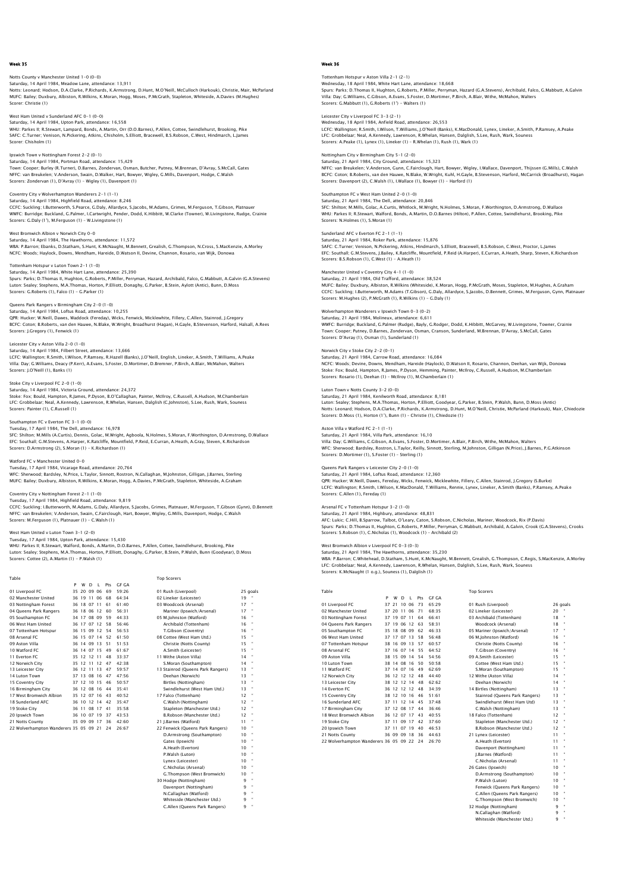## Week 35

Notts County v Manchester United 1-0 (0-0)
Saturday, 14 April 1984, Meadow Lane, attendance: 13,911
Notts: Leonard; Hodson, D.A.Clarke, P.Richards, K.Armstrong, D.Hunt, M.O'Neill, McCulloch (Harkouk), Christie, Mair, McParland
MUFC: Bailey; Duxbury, Albiston, R.Wilkins, K.Moran, Hogg, Moses, P.McGrath, Stapleton, Whiteside, A.Davies (M.Hughes)
Scorer: Christie (1)

West Ham United v Sunderland AFC 0-1 (0-0)
Saturday, 14 April 1984, Upton Park, attendance: 16,558
WHU: Parkes II; R.Stewart, Lampard, Bonds, A.Martin, Orr (D.O.Barnes), P.Allen, Cottee, Swindlehurst, Brooking, Pike
SAFC: C.Turner; Venison, N.Pickering, Atkins, Chisholm, S.Elliott, Bracewell, B.S.Robson, C.West, Hindmarch, L.James
Scorer: Chisholm (1)

Ipswich Town v Nottingham Forest 2-2 (0-1)
Saturday, 14 April 1984, Portman Road, attendance: 15,429
Town: Cooper; Burley (R.Turner), D.Barnes, Zondervan, Osman, Butcher, Putney, M.Brennan, D'Avray, S.McCall, Gates
NFFC: van Breukelen; V.Anderson, Swain, D.Walker, Hart, Bowyer, Wigley, G.Mills, Davenport, Hodge, C.Walsh
Scorers: Zondervan (1), D'Avray (1) – Wigley (1), Davenport (1)

Coventry City v Wolverhampton Wanderers 2-1 (1-1)
Saturday, 14 April 1984, Highfield Road, attendance: 8,246
CCFC: Suckling; I.Butterworth, S.Pearce, G.Daly, Allardyce, S.Jacobs, M.Adams, Grimes, M.Ferguson, T.Gibson, Platnauer
WWFC: Burridge; Buckland, G.Palmer, I.Cartwright, Pender, Dodd, K.Hibbitt, W.Clarke (Towner), W.Livingstone, Rudge, Crainie
Scorers: G.Daly (1'), M.Ferguson (1) – W.Livingstone (1)

West Bromwich Albion v Norwich City 0-0
Saturday, 14 April 1984, The Hawthorns, attendance: 11,572
WBA: P.Barron; Ebanks, D.Statham, S.Hunt, K.McNaught, M.Bennett, Grealish, G.Thompson, N.Cross, S.MacKenzie, A.Morley
NCFC: Woods; Haylock, Downs, Mendham, Hareide, D.Watson II, Devine, Channon, Rosario, van Wijk, Donowa

Tottenham Hotspur v Luton Town 2-1 (1-0)
Saturday, 14 April 1984, White Hart Lane, attendance: 25,390
Spurs: Parks; D.Thomas II, Hughton, G.Roberts, P.Miller, Perryman, Hazard, Archibald, Falco, G.Mabbutt, A.Galvin (G.A.Stevens)
Luton: Sealey; Stephens, M.A.Thomas, Horton, P.Elliott, Donaghy, G.Parker, B.Stein, Aylott (Antic), Bunn, D.Moss
Scorers: G.Roberts (1), Falco (1) – G.Parker (1)

Queens Park Rangers v Birmingham City 2-0 (1-0)
Saturday, 14 April 1984, Loftus Road, attendance: 10,255
QPR: Hucker; W.Neill, Dawes, Waddock (Fereday), Wicks, Fenwick, Micklewhite, Fillery, C.Allen, Stainrod, J.Gregory
BCFC: Coton; B.Roberts, van den Hauwe, N.Blake, W.Wright, Broadhurst (Hagan), H.Gayle, B.Stevenson, Harford, Halsall, A.Rees
Scorers: J.Gregory (1), Fenwick (1)

Leicester City v Aston Villa 2-0 (1-0)
Saturday, 14 April 1984, Filbert Street, attendance: 13,666
LCFC: Wallington; R.Smith, I.Wilson, P.Ramsey, R.Hazell (Banks), J.O'Neill, English, Lineker, A.Smith, T.Williams, A.Peake
Villa: Day; G.Williams, Deacy (P.Kerr), A.Evans, S.Foster, D.Mortimer, D.Bremner, P.Birch, A.Blair, McMahon, Walters
Scorers: J.O'Neill (1), Banks (1)

Stoke City v Liverpool FC 2-0 (1-0)
Saturday, 14 April 1984, Victoria Ground, attendance: 24,372
Stoke: Fox; Bould, Hampton, R.James, P.Dyson, B.O'Callaghan, Painter, McIlroy, C.Russell, A.Hudson, M.Chamberlain
LFC: Grobbelaar; Neal, A.Kennedy, Lawrenson, R.Whelan, Hansen, Dalglish (C.Johnston), S.Lee, Rush, Wark, Souness
Scorers: Painter (1), C.Russell (1)

Southampton FC v Everton FC 3-1 (0-0)
Tuesday, 17 April 1984, The Dell, attendance: 16,978
SFC: Shilton; M.Mills (A.Curtis), Dennis, Golac, M.Wright, Agboola, N.Holmes, S.Moran, F.Worthington, D.Armstrong, D.Wallace
EFC: Southall; G.M.Stevens, A.Harper, K.Ratcliffe, Mountfield, P.Reid, E.Curran, A.Heath, A.Gray, Steven, K.Richardson
Scorers: D.Armstrong (2), S.Moran (1) – K.Richardson (1)

Watford FC v Manchester United 0-0
Tuesday, 17 April 1984, Vicarage Road, attendance: 20,764
WFC: Sherwood; Bardsley, N.Price, L.Taylor, Sinnott, Rostron, N.Callaghan, M.Johnston, Gilligan, J.Barnes, Sterling
MUFC: Bailey; Duxbury, Albiston, R.Wilkins, K.Moran, Hogg, A.Davies, P.McGrath, Stapleton, Whiteside, A.Graham

Coventry City v Nottingham Forest 2-1 (1-0)
Tuesday, 17 April 1984, Highfield Road, attendance: 9,819
CCFC: Suckling; I.Butterworth, M.Adams, G.Daly, Allardyce, S.Jacobs, Grimes, Platnauer, M.Ferguson, T.Gibson (Gynn), D.Bennett
NFFC: van Breukelen; V.Anderson, Swain, C.Fairclough, Hart, Bowyer, Wigley, G.Mills, Davenport, Hodge, C.Walsh
Scorers: M.Ferguson (1), Platnauer (1) – C.Walsh (1)

West Ham United v Luton Town 3-1 (2-0)
Tuesday, 17 April 1984, Upton Park, attendance: 15,430
WHU: Parkes II; R.Stewart, Walford, Bonds, A.Martin, D.O.Barnes, P.Allen, Cottee, Swindlehurst, Brooking, Pike
Luton: Sealey; Stephens, M.A.Thomas, Horton, P.Elliott, Donaghy, G.Parker, B.Stein, P.Walsh, Bunn (Goodyear), D.Moss
Scorers: Cottee (2), A.Martin (1) – P.Walsh (1)

Table

| | P | W | D | L | Pts | GF GA |
|---|---|---|---|---|---|---|
| 01 Liverpool FC | 35 | 20 | 09 | 06 | 69 | 59:26 |
| 02 Manchester United | 36 | 19 | 11 | 06 | 68 | 64:34 |
| 03 Nottingham Forest | 36 | 18 | 07 | 11 | 61 | 61:40 |
| 04 Queens Park Rangers | 36 | 18 | 06 | 12 | 60 | 56:31 |
| 05 Southampton FC | 34 | 17 | 08 | 09 | 59 | 44:33 |
| 06 West Ham United | 36 | 17 | 07 | 12 | 58 | 56:46 |
| 07 Tottenham Hotspur | 36 | 15 | 09 | 12 | 54 | 56:53 |
| 08 Arsenal FC | 36 | 15 | 07 | 14 | 52 | 61:50 |
| 09 Aston Villa | 36 | 14 | 09 | 13 | 51 | 51:53 |
| 10 Watford FC | 36 | 14 | 07 | 15 | 49 | 61:67 |
| 11 Everton FC | 35 | 12 | 12 | 11 | 48 | 33:37 |
| 12 Norwich City | 35 | 12 | 11 | 12 | 47 | 42:38 |
| 13 Leicester City | 36 | 12 | 11 | 13 | 47 | 59:57 |
| 14 Luton Town | 37 | 13 | 08 | 16 | 47 | 47:56 |
| 15 Coventry City | 37 | 12 | 10 | 15 | 46 | 50:57 |
| 16 Birmingham City | 36 | 12 | 08 | 16 | 44 | 35:41 |
| 17 West Bromwich Albion | 35 | 12 | 07 | 16 | 43 | 40:52 |
| 18 Sunderland AFC | 36 | 10 | 12 | 14 | 42 | 35:47 |
| 19 Stoke City | 36 | 11 | 08 | 17 | 41 | 35:58 |
| 20 Ipswich Town | 36 | 10 | 07 | 19 | 37 | 43:53 |
| 21 Notts County | 35 | 09 | 09 | 17 | 36 | 42:60 |
| 22 Wolverhampton Wanderers | 35 | 05 | 09 | 21 | 24 | 26:67 |

Top Scorers

| | |
|---|---|
| 01 Rush (Liverpool) | 25 goals |
| 02 Lineker (Leicester) | 19 " |
| 03 Woodcock (Arsenal) | 17 " |
| Mariner (Ipswich/Arsenal) | 17 " |
| 05 M.Johnston (Watford) | 16 " |
| Archibald (Tottenham) | 16 " |
| T.Gibson (Coventry) | 16 " |
| 08 Cottee (West Ham Utd.) | 15 " |
| Christie (Notts County) | 15 " |
| A.Smith (Leicester) | 15 " |
| 11 Withe (Aston Villa) | 14 " |
| S.Moran (Southampton) | 14 " |
| 13 Stainrod (Queens Park Rangers) | 13 " |
| Deehan (Norwich) | 13 " |
| Birtles (Nottingham) | 13 " |
| Swindlehurst (West Ham Utd.) | 13 " |
| 17 Falco (Tottenham) | 12 " |
| C.Walsh (Nottingham) | 12 " |
| Stapleton (Manchester Utd.) | 12 " |
| B.Robson (Manchester Utd.) | 12 " |
| 21 J.Barnes (Watford) | 11 " |
| 22 Fenwick (Queens Park Rangers) | 10 " |
| D.Armstrong (Southampton) | 10 " |
| Gates (Ipswich) | 10 " |
| A.Heath (Everton) | 10 " |
| P.Walsh (Luton) | 10 " |
| Lynex (Leicester) | 10 " |
| C.Nicholas (Arsenal) | 10 " |
| G.Thompson (West Bromwich) | 10 " |
| 30 Hodge (Nottingham) | 9 " |
| Davenport (Nottingham) | 9 " |
| N.Callaghan (Watford) | 9 " |
| Whiteside (Manchester Utd.) | 9 " |
| C.Allen (Queens Park Rangers) | 9 " |

## Week 36

Tottenham Hotspur v Aston Villa 2-1 (2-1)
Wednesday, 18 April 1984, White Hart Lane, attendance: 18,668
Spurs: Parks; D.Thomas II, Hughton, G.Roberts, P.Miller, Perryman, Hazard (G.A.Stevens), Archibald, Falco, G.Mabbutt, A.Galvin
Villa: Day; G.Williams, C.Gibson, A.Evans, S.Foster, D.Mortimer, P.Birch, A.Blair, Withe, McMahon, Walters
Scorers: G.Mabbutt (1), G.Roberts (1') – Walters (1)

Leicester City v Liverpool FC 3-3 (2-1)
Wednesday, 18 April 1984, Anfield Road, attendance: 26,553
LCFC: Wallington; R.Smith, I.Wilson, T.Williams, J.O'Neill (Banks), K.MacDonald, Lynex, Lineker, A.Smith, P.Ramsey, A.Peake
LFC: Grobbelaar; Neal, A.Kennedy, Lawrenson, R.Whelan, Hansen, Dalglish, S.Lee, Rush, Wark, Souness
Scorers: A.Peake (1), Lynex (1), Lineker (1) – R.Whelan (1), Rush (1), Wark (1)

Nottingham City v Birmingham City 5-1 (2-0)
Saturday, 21 April 1984, City Ground, attendance: 15,323
NFFC: van Breukelen; V.Anderson, Gunn, C.Fairclough, Hart, Bowyer, Wigley, I.Wallace, Davenport, Thijssen (G.Mills), C.Walsh
BCFC: Coton; B.Roberts, van den Hauwe, N.Blake, W.Wright, Kuhl, H.Gayle, B.Stevenson, Harford, McCarrick (Broadhurst), Hagan
Scorers: Davenport (2), C.Walsh (1), I.Wallace (1), Bowyer (1) – Harford (1)

Southampton FC v West Ham United 2-0 (1-0)
Saturday, 21 April 1984, The Dell, attendance: 20,846
SFC: Shilton; M.Mills, Golac, A.Curtis, Whitlock, M.Wright, N.Holmes, S.Moran, F.Worthington, D.Armstrong, D.Wallace
WHU: Parkes II; R.Stewart, Walford, Bonds, A.Martin, D.O.Barnes (Hilton), P.Allen, Cottee, Swindlehurst, Brooking, Pike
Scorers: N.Holmes (1), S.Moran (1)

Sunderland AFC v Everton FC 2-1 (1-1)
Saturday, 21 April 1984, Roker Park, attendance: 15,876
SAFC: C.Turner; Venison, N.Pickering, Atkins, Hindmarch, S.Elliott, Bracewell, B.S.Robson, C.West, Proctor, L.James
EFC: Southall; G.M.Stevens, J.Bailey, K.Ratcliffe, Mountfield, P.Reid (A.Harper), E.Curran, A.Heath, Sharp, Steven, K.Richardson
Scorers: B.S.Robson (1), C.West (1) – A.Heath (1)

Manchester United v Coventry City 4-1 (1-0)
Saturday, 21 April 1984, Old Trafford, attendance: 38,524
MUFC: Bailey; Duxbury, Albiston, R.Wilkins, K.Moran, Hogg, P.McGrath, Moses, Stapleton, M.Hughes, A.Graham
CCFC: Suckling; I.Butterworth, M.Adams (T.Gibson), G.Daly, Allardyce, S.Jacobs, D.Bennett, Grimes, M.Ferguson, Gynn, Platnauer
Scorers: M.Hughes (2), P.McGrath (1), R.Wilkins (1) – G.Daly (1)

Wolverhampton Wanderers v Ipswich Town 0-3 (0-2)
Saturday, 21 April 1984, Molineux, attendance: 6,611
WWFC: Burridge; Buckland, G.Palmer (Rudge), Bayly, G.Rodger, Dodd, K.Hibbitt, McGarvey, W.Livingstone, Towner, Crainie
Town: Cooper; Putney, D.Barnes, Zondervan, Osman, Cranson, Sunderland, M.Brennan, D'Avray, S.McCall, Gates
Scorers: D'Avray (1), Osman (1), Sunderland (1)

Norwich City v Stoke City 2-2 (0-1)
Saturday, 21 April 1984, Carrow Road, attendance: 16,084
NCFC: Woods; Devine, Downs, Mendham, Hareide (Haylock), D.Watson II, Rosario, Channon, Deehan, van Wijk, Donowa
Stoke: Fox; Bould, Hampton, R.James, P.Dyson, Hemming, Painter, McIlroy, C.Russell, A.Hudson, M.Chamberlain
Scorers: Rosario (1), Deehan (1) – McIlroy (1), M.Chamberlain (1)

Luton Town v Notts County 3-2 (0-0)
Saturday, 21 April 1984, Kenilworth Road, attendance: 8,181
Luton: Sealey; Stephens, M.A.Thomas, Horton, P.Elliott, Goodyear, G.Parker, B.Stein, P.Walsh, Bunn, D.Moss (Antic)
Notts: Leonard; Hodson, D.A.Clarke, P.Richards, K.Armstrong, D.Hunt, M.O'Neill, Christie, McParland (Harkouk), Mair, Chiedozie
Scorers: D.Moss (1), Horton (1'), Bunn (1) – Christie (1), Chiedozie (1)

Aston Villa v Watford FC 2-1 (1-1)
Saturday, 21 April 1984, Villa Park, attendance: 16,10
Villa: Day; G.Williams, C.Gibson, A.Evans, S.Foster, D.Mortimer, A.Blair, P.Birch, Withe, McMahon, Walters
WFC: Sherwood; Bardsley, Rostron, L.Taylor, Reilly, Sinnott, Sterling, M.Johnston, Gilligan (N.Price), J.Barnes, P.G.Atkinson
Scorers: D.Mortimer (1), S.Foster (1) – Sterling (1)

Queens Park Rangers v Leicester City 2-0 (1-0)
Saturday, 21 April 1984, Loftus Road, attendance: 12,360
QPR: Hucker; W.Neill, Dawes, Fereday, Wicks, Fenwick, Micklewhite, Fillery, C.Allen, Stainrod, J.Gregory (S.Burke)
LCFC: Wallington; R.Smith, I.Wilson, K.MacDonald, T.Williams, Rennie, Lynex, Lineker, A.Smith (Banks), P.Ramsey, A.Peake
Scorers: C.Allen (1), Fereday (1)

Arsenal FC v Tottenham Hotspur 3-2 (1-0)
Saturday, 21 April 1984, Highbury, attendance: 48,831
AFC: Lukic; C.Hill, B.Sparrow, Talbot, O'Leary, Caton, S.Robson, C.Nicholas, Mariner, Woodcock, Rix (P.Davis)
Spurs: Parks; D.Thomas II, Hughton, G.Roberts, P.Miller, Perryman, G.Mabbutt, Archibald, A.Galvin, Crook (G.A.Stevens), Crooks
Scorers: S.Robson (1), C.Nicholas (1), Woodcock (1) – Archibald (2)

West Bromwich Albion v Liverpool FC 0-3 (0-3)
Saturday, 21 April 1984, The Hawthorns, attendance: 35,230
WBA: P.Barron; C.Whitehead, D.Statham, S.Hunt, K.McNaught, M.Bennett, Grealish, G.Thompson, C.Regis, S.MacKenzie, A.Morley
LFC: Grobbelaar; Neal, A.Kennedy, Lawrenson, R.Whelan, Hansen, Dalglish, S.Lee, Rush, Wark, Souness
Scorers: K.McNaught (1 o.g.), Souness (1), Dalglish (1)

Table

| | P | W | D | L | Pts | GF GA |
|---|---|---|---|---|---|---|
| 01 Liverpool FC | 37 | 21 | 10 | 06 | 73 | 65:29 |
| 02 Manchester United | 37 | 20 | 11 | 06 | 71 | 68:35 |
| 03 Nottingham Forest | 37 | 19 | 07 | 11 | 64 | 66:41 |
| 04 Queens Park Rangers | 37 | 19 | 06 | 12 | 63 | 58:31 |
| 05 Southampton FC | 35 | 18 | 08 | 09 | 62 | 46:33 |
| 06 West Ham United | 37 | 17 | 07 | 13 | 58 | 56:48 |
| 07 Tottenham Hotspur | 38 | 16 | 09 | 13 | 57 | 60:57 |
| 08 Arsenal FC | 37 | 16 | 07 | 14 | 55 | 64:52 |
| 09 Aston Villa | 38 | 15 | 09 | 14 | 54 | 54:56 |
| 10 Luton Town | 38 | 14 | 08 | 16 | 50 | 50:58 |
| 11 Watford FC | 37 | 14 | 07 | 16 | 49 | 62:69 |
| 12 Norwich City | 36 | 12 | 12 | 12 | 48 | 44:40 |
| 13 Leicester City | 38 | 12 | 12 | 14 | 48 | 62:62 |
| 14 Everton FC | 36 | 12 | 12 | 12 | 48 | 34:39 |
| 15 Coventry City | 38 | 12 | 10 | 16 | 46 | 51:61 |
| 16 Sunderland AFC | 37 | 11 | 12 | 14 | 45 | 37:48 |
| 17 Birmingham City | 37 | 12 | 08 | 17 | 44 | 36:46 |
| 18 West Bromwich Albion | 36 | 12 | 07 | 17 | 43 | 40:55 |
| 19 Stoke City | 37 | 11 | 09 | 17 | 42 | 37:60 |
| 20 Ipswich Town | 37 | 11 | 07 | 19 | 40 | 46:53 |
| 21 Notts County | 36 | 09 | 09 | 18 | 36 | 44:63 |
| 22 Wolverhampton Wanderers | 36 | 05 | 09 | 22 | 24 | 26:70 |

Top Scorers

| | |
|---|---|
| 01 Rush (Liverpool) | 26 goals |
| 02 Lineker (Leicester) | 20 " |
| 03 Archibald (Tottenham) | 18 " |
| Woodcock (Arsenal) | 18 " |
| 05 Mariner (Ipswich/Arsenal) | 17 " |
| 06 M.Johnston (Watford) | 16 " |
| Christie (Notts County) | 16 " |
| T.Gibson (Coventry) | 16 " |
| 09 A.Smith (Leicester) | 15 " |
| Cottee (West Ham Utd.) | 15 " |
| S.Moran (Southampton) | 15 " |
| 12 Withe (Aston Villa) | 14 " |
| Deehan (Norwich) | 14 " |
| 14 Birtles (Nottingham) | 13 " |
| Stainrod (Queens Park Rangers) | 13 " |
| Swindlehurst (West Ham Utd.) | 13 " |
| C.Walsh (Nottingham) | 13 " |
| 18 Falco (Tottenham) | 12 " |
| Stapleton (Manchester Utd.) | 12 " |
| B.Robson (Manchester Utd.) | 12 " |
| 21 Lynex (Leicester) | 11 " |
| A.Heath (Everton) | 11 " |
| Davenport (Nottingham) | 11 " |
| J.Barnes (Watford) | 11 " |
| C.Nicholas (Arsenal) | 11 " |
| 26 Gates (Ipswich) | 10 " |
| D.Armstrong (Southampton) | 10 " |
| P.Walsh (Luton) | 10 " |
| Fenwick (Queens Park Rangers) | 10 " |
| C.Allen (Queens Park Rangers) | 10 " |
| G.Thompson (West Bromwich) | 10 " |
| 32 Hodge (Nottingham) | 9 " |
| N.Callaghan (Watford) | 9 " |
| Whiteside (Manchester Utd.) | 9 " |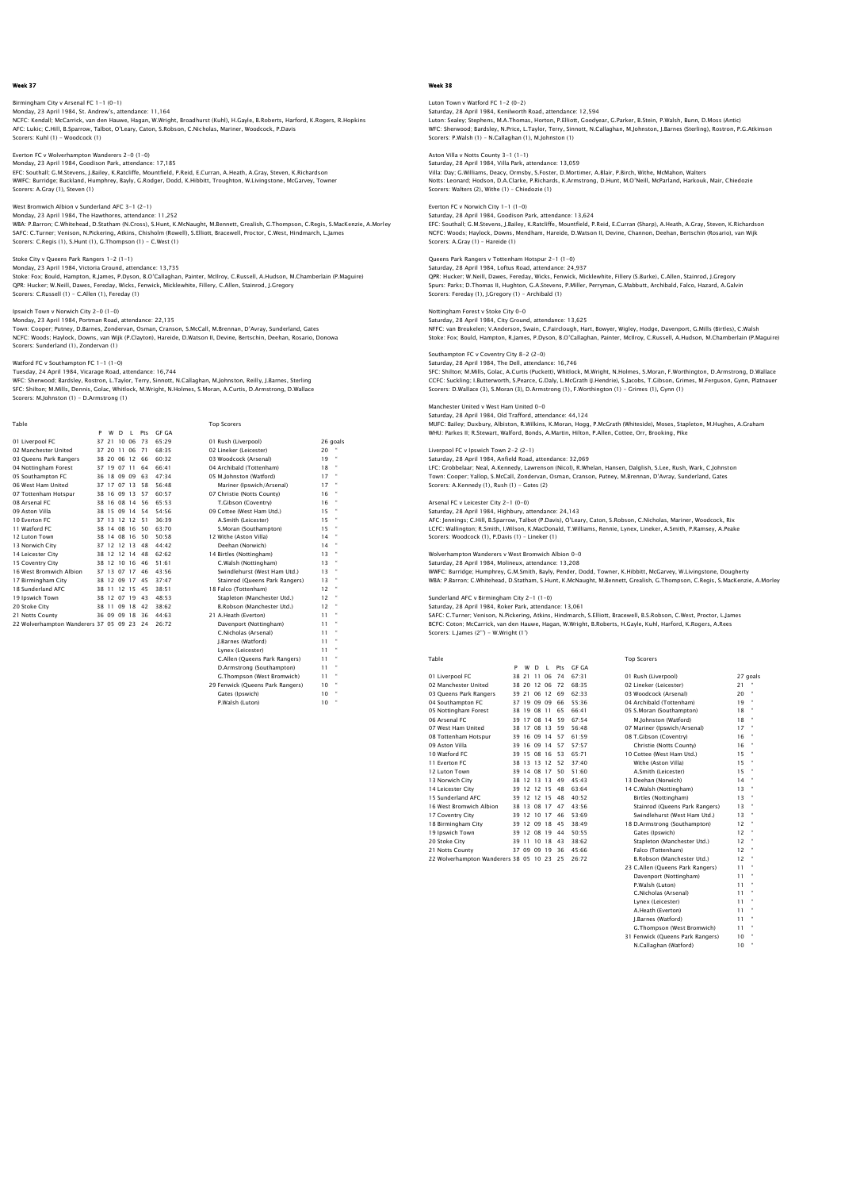## Week 37

Birmingham City v Arsenal FC 1-1 (0-1)
Monday, 23 April 1984, St. Andrew's, attendance: 11,164
NCFC: Kendall; McCarrick, van den Hauwe, Hagan, W.Wright, Broadhurst (Kuhl), H.Gayle, B.Roberts, Harford, K.Rogers, R.Hopkins
AFC: Lukic; C.Hill, B.Sparrow, Talbot, O'Leary, Caton, S.Robson, C.Nicholas, Mariner, Woodcock, P.Davis
Scorers: Kuhl (1) - Woodcock (1)

Everton FC v Wolverhampton Wanderers 2-0 (1-0)
Monday, 23 April 1984, Goodison Park, attendance: 17,185
EFC: Southall; G.M.Stevens, J.Bailey, K.Ratcliffe, Mountfield, P.Reid, E.Curran, A.Heath, A.Gray, Steven, K.Richardson
WWFC: Burridge; Buckland, Humphrey, Bayly, G.Rodger, Dodd, K.Hibbitt, Troughton, W.Livingstone, McGarvey, Towner
Scorers: A.Gray (1), Steven (1)

West Bromwich Albion v Sunderland AFC 3-1 (2-1)
Monday, 23 April 1984, The Hawthorns, attendance: 11,252
WBA: P.Barron; C.Whitehead, D.Statham (N.Cross), S.Hunt, K.McNaught, M.Bennett, Grealish, G.Thompson, C.Regis, S.MacKenzie, A.Morley
SAFC: C.Turner; Venison, N.Pickering, Atkins, Chisholm (Rowell), S.Elliott, Bracewell, Proctor, C.West, Hindmarch, L.James
Scorers: C.Regis (1), S.Hunt (1), G.Thompson (1) - C.West (1)

Stoke City v Queens Park Rangers 1-2 (1-1)
Monday, 23 April 1984, Victoria Ground, attendance: 13,735
Stoke: Fox; Bould, Hampton, R.James, P.Dyson, B.O'Callaghan, Painter, McIlroy, C.Russell, A.Hudson, M.Chamberlain (P.Maguire)
QPR: Hucker; W.Neill, Dawes, Fereday, Wicks, Fenwick, Micklewhite, Fillery, C.Allen, Stainrod, J.Gregory
Scorers: C.Russell (1) - C.Allen (1), Fereday (1)

Ipswich Town v Norwich City 2-0 (1-0)
Monday, 23 April 1984, Portman Road, attendance: 22,135
Town: Cooper; Putney, D.Barnes, Zondervan, Osman, Cranson, S.McCall, M.Brennan, D'Avray, Sunderland, Gates
NCFC: Woods; Haylock, Downs, van Wijk (P.Clayton), Hareide, D.Watson II, Devine, Bertschin, Deehan, Rosario, Donowa
Scorers: Sunderland (1), Zondervan (1)

Watford FC v Southampton FC 1-1 (1-0)
Tuesday, 24 April 1984, Vicarage Road, attendance: 16,744
WFC: Sherwood; Bardsley, Rostron, L.Taylor, Terry, Sinnott, N.Callaghan, M.Johnston, Reilly, J.Barnes, Sterling
SFC: Shilton; M.Mills, Dennis, Golac, Whitlock, M.Wright, N.Holmes, S.Moran, A.Curtis, D.Armstrong, D.Wallace
Scorers: M.Johnston (1) - D.Armstrong (1)

Table

| | P | W | D | L | Pts | GF GA |
|---|---|---|---|---|---|---|
| 01 Liverpool FC | 37 | 21 | 10 | 06 | 73 | 65:29 |
| 02 Manchester United | 37 | 20 | 11 | 06 | 71 | 68:35 |
| 03 Queens Park Rangers | 38 | 20 | 06 | 12 | 66 | 60:32 |
| 04 Nottingham Forest | 37 | 19 | 07 | 11 | 64 | 66:41 |
| 05 Southampton FC | 36 | 18 | 09 | 09 | 63 | 47:34 |
| 06 West Ham United | 37 | 17 | 07 | 13 | 58 | 56:48 |
| 07 Tottenham Hotspur | 38 | 16 | 09 | 13 | 57 | 60:57 |
| 08 Arsenal FC | 38 | 16 | 08 | 14 | 56 | 65:53 |
| 09 Aston Villa | 38 | 15 | 09 | 14 | 54 | 54:56 |
| 10 Everton FC | 37 | 13 | 12 | 12 | 51 | 36:39 |
| 11 Watford FC | 38 | 14 | 08 | 16 | 50 | 63:70 |
| 12 Luton Town | 38 | 14 | 08 | 16 | 50 | 50:58 |
| 13 Norwich City | 37 | 12 | 12 | 13 | 48 | 44:42 |
| 14 Leicester City | 38 | 12 | 12 | 14 | 48 | 62:62 |
| 15 Coventry City | 38 | 12 | 10 | 16 | 46 | 51:61 |
| 16 West Bromwich Albion | 37 | 13 | 07 | 17 | 46 | 43:56 |
| 17 Birmingham City | 38 | 12 | 09 | 17 | 45 | 37:47 |
| 18 Sunderland AFC | 38 | 11 | 12 | 15 | 45 | 38:51 |
| 19 Ipswich Town | 38 | 12 | 07 | 19 | 43 | 48:53 |
| 20 Stoke City | 38 | 11 | 09 | 18 | 42 | 38:62 |
| 21 Notts County | 36 | 09 | 09 | 18 | 36 | 44:63 |
| 22 Wolverhampton Wanderers | 37 | 05 | 09 | 23 | 24 | 26:72 |

Top Scorers

| | |
|---|---|
| 01 Rush (Liverpool) | 26 goals |
| 02 Lineker (Leicester) | 20 " |
| 03 Woodcock (Arsenal) | 19 " |
| 04 Archibald (Tottenham) | 18 " |
| 05 M.Johnston (Watford) | 17 " |
| Mariner (Ipswich/Arsenal) | 17 " |
| 07 Christie (Notts County) | 16 " |
| T.Gibson (Coventry) | 16 " |
| 09 Cottee (West Ham Utd.) | 15 " |
| A.Smith (Leicester) | 15 " |
| S.Moran (Southampton) | 15 " |
| 12 Withe (Aston Villa) | 14 " |
| Deehan (Norwich) | 14 " |
| 14 Birtles (Nottingham) | 13 " |
| C.Walsh (Nottingham) | 13 " |
| Swindlehurst (West Ham Utd.) | 13 " |
| Stainrod (Queens Park Rangers) | 13 " |
| 18 Falco (Tottenham) | 12 " |
| Stapleton (Manchester Utd.) | 12 " |
| B.Robson (Manchester Utd.) | 12 " |
| 21 A.Heath (Everton) | 11 " |
| Davenport (Nottingham) | 11 " |
| C.Nicholas (Arsenal) | 11 " |
| J.Barnes (Watford) | 11 " |
| Lynex (Leicester) | 11 " |
| C.Allen (Queens Park Rangers) | 11 " |
| D.Armstrong (Southampton) | 11 " |
| G.Thompson (West Bromwich) | 11 " |
| 29 Fenwick (Queens Park Rangers) | 10 " |
| Gates (Ipswich) | 10 " |
| P.Walsh (Luton) | 10 " |

## Week 38

Luton Town v Watford FC 1-2 (0-2)
Saturday, 28 April 1984, Kenilworth Road, attendance: 12,594
Luton: Sealey; Stephens, M.A.Thomas, Horton, P.Elliott, Goodyear, G.Parker, B.Stein, P.Walsh, Bunn, D.Moss (Antic)
WFC: Sherwood; Bardsley, N.Price, L.Taylor, Terry, Sinnott, N.Callaghan, M.Johnston, J.Barnes (Sterling), Rostron, P.G.Atkinson
Scorers: P.Walsh (1) - N.Callaghan (1), M.Johnston (1)

Aston Villa v Notts County 3-1 (1-1)
Saturday, 28 April 1984, Villa Park, attendance: 13,059
Villa: Day; G.Williams, Deacy, Ormsby, S.Foster, D.Mortimer, A.Blair, P.Birch, Withe, McMahon, Walters
Notts: Leonard; Hodson, D.A.Clarke, P.Richards, K.Armstrong, D.Hunt, M.O'Neill, McParland, Harkouk, Mair, Chiedozie
Scorers: Walters (2), Withe (1) - Chiedozie (1)

Everton FC v Norwich City 1-1 (1-0)
Saturday, 28 April 1984, Goodison Park, attendance: 13,624
EFC: Southall; G.M.Stevens, J.Bailey, K.Ratcliffe, Mountfield, P.Reid, E.Curran (Sharp), A.Heath, A.Gray, Steven, K.Richardson
NCFC: Woods; Haylock, Downs, Mendham, Hareide, D.Watson II, Devine, Channon, Deehan, Bertschin (Rosario), van Wijk
Scorers: A.Gray (1) - Hareide (1)

Queens Park Rangers v Tottenham Hotspur 2-1 (1-0)
Saturday, 28 April 1984, Loftus Road, attendance: 24,937
QPR: Hucker; W.Neill, Dawes, Fereday, Wicks, Fenwick, Micklewhite, Fillery (S.Burke), C.Allen, Stainrod, J.Gregory
Spurs: Parks; D.Thomas II, Hughton, G.A.Stevens, P.Miller, Perryman, G.Mabbutt, Archibald, Falco, Hazard, A.Galvin
Scorers: Fereday (1), J.Gregory (1) - Archibald (1)

Nottingham Forest v Stoke City 0-0
Saturday, 28 April 1984, City Ground, attendance: 13,625
NFFC: van Breukelen; V.Anderson, Swain, C.Fairclough, Hart, Bowyer, Wigley, Hodge, Davenport, G.Mills (Birtles), C.Walsh
Stoke: Fox; Bould, Hampton, R.James, P.Dyson, B.O'Callaghan, Painter, McIlroy, C.Russell, A.Hudson, M.Chamberlain (P.Maguire)

Southampton FC v Coventry City 8-2 (2-0)
Saturday, 28 April 1984, The Dell, attendance: 16,746
SFC: Shilton; M.Mills, Golac, A.Curtis (Puckett), Whitlock, M.Wright, N.Holmes, S.Moran, F.Worthington, D.Armstrong, D.Wallace
CCFC: Suckling; I.Butterworth, S.Pearce, G.Daly, L.McGrath (J.Hendrie), S.Jacobs, T.Gibson, Grimes, M.Ferguson, Gynn, Platnauer
Scorers: D.Wallace (3), S.Moran (3), D.Armstrong (1), F.Worthington (1) - Grimes (1), Gynn (1)

Manchester United v West Ham United 0-0
Saturday, 28 April 1984, Old Trafford, attendance: 44,124
MUFC: Bailey; Duxbury, Albiston, R.Wilkins, K.Moran, Hogg, P.McGrath (Whiteside), Moses, Stapleton, M.Hughes, A.Graham
WHU: Parkes II; R.Stewart, Walford, Bonds, A.Martin, Hilton, P.Allen, Cottee, Orr, Brooking, Pike

Liverpool FC v Ipswich Town 2-2 (2-1)
Saturday, 28 April 1984, Anfield Road, attendance: 32,069
LFC: Grobbelaar; Neal, A.Kennedy, Lawrenson (Nicol), R.Whelan, Hansen, Dalglish, S.Lee, Rush, Wark, C.Johnston
Town: Cooper; Yallop, S.McCall, Zondervan, Osman, Cranson, Putney, M.Brennan, D'Avray, Sunderland, Gates
Scorers: A.Kennedy (1), Rush (1) - Gates (2)

Arsenal FC v Leicester City 2-1 (0-0)
Saturday, 28 April 1984, Highbury, attendance: 24,143
AFC: Jennings; C.Hill, B.Sparrow, Talbot (P.Davis), O'Leary, Caton, S.Robson, C.Nicholas, Mariner, Woodcock, Rix
LCFC: Wallington; R.Smith, I.Wilson, K.MacDonald, T.Williams, Rennie, Lynex, Lineker, A.Smith, P.Ramsey, A.Peake
Scorers: Woodcock (1), P.Davis (1) - Lineker (1)

Wolverhampton Wanderers v West Bromwich Albion 0-0
Saturday, 28 April 1984, Molineux, attendance: 13,208
WWFC: Burridge; Humphrey, G.M.Smith, Bayly, Pender, Dodd, Towner, K.Hibbitt, McGarvey, W.Livingstone, Dougherty
WBA: P.Barron; C.Whitehead, D.Statham, S.Hunt, K.McNaught, M.Bennett, Grealish, G.Thompson, C.Regis, S.MacKenzie, A.Morley

Sunderland AFC v Birmingham City 2-1 (1-0)
Saturday, 28 April 1984, Roker Park, attendance: 13,061
SAFC: C.Turner; Venison, N.Pickering, Atkins, Hindmarch, S.Elliott, Bracewell, B.S.Robson, C.West, Proctor, L.James
BCFC: Coton; McCarrick, van den Hauwe, Hagan, W.Wright, B.Roberts, H.Gayle, Kuhl, Harford, K.Rogers, A.Rees
Scorers: L.James (2°) - W.Wright (1°)

Table

| | P | W | D | L | Pts | GF GA |
|---|---|---|---|---|---|---|
| 01 Liverpool FC | 38 | 21 | 11 | 06 | 74 | 67:31 |
| 02 Manchester United | 38 | 20 | 12 | 06 | 72 | 68:35 |
| 03 Queens Park Rangers | 39 | 21 | 06 | 12 | 69 | 62:33 |
| 04 Southampton FC | 37 | 19 | 09 | 09 | 66 | 55:36 |
| 05 Nottingham Forest | 38 | 19 | 08 | 11 | 65 | 66:41 |
| 06 Arsenal FC | 39 | 17 | 08 | 14 | 59 | 67:54 |
| 07 West Ham United | 38 | 17 | 08 | 13 | 59 | 56:48 |
| 08 Tottenham Hotspur | 39 | 16 | 09 | 14 | 57 | 61:59 |
| 09 Aston Villa | 39 | 16 | 09 | 14 | 57 | 57:57 |
| 10 Watford FC | 39 | 15 | 08 | 16 | 53 | 65:71 |
| 11 Everton FC | 38 | 13 | 13 | 12 | 52 | 37:40 |
| 12 Luton Town | 39 | 14 | 08 | 17 | 50 | 51:60 |
| 13 Norwich City | 38 | 12 | 13 | 13 | 49 | 45:43 |
| 14 Leicester City | 39 | 12 | 12 | 15 | 48 | 63:64 |
| 15 Sunderland AFC | 39 | 12 | 12 | 15 | 48 | 40:52 |
| 16 West Bromwich Albion | 38 | 13 | 08 | 17 | 47 | 43:56 |
| 17 Coventry City | 39 | 12 | 10 | 17 | 46 | 53:69 |
| 18 Birmingham City | 39 | 12 | 09 | 18 | 45 | 38:49 |
| 19 Ipswich Town | 39 | 12 | 08 | 19 | 44 | 50:55 |
| 20 Stoke City | 39 | 11 | 10 | 18 | 43 | 38:62 |
| 21 Notts County | 37 | 09 | 09 | 19 | 36 | 45:66 |
| 22 Wolverhampton Wanderers | 38 | 05 | 10 | 23 | 25 | 26:72 |

Top Scorers

| | |
|---|---|
| 01 Rush (Liverpool) | 27 goals |
| 02 Lineker (Leicester) | 21 " |
| 03 Woodcock (Arsenal) | 20 " |
| 04 Archibald (Tottenham) | 19 " |
| 05 S.Moran (Southampton) | 18 " |
| M.Johnston (Watford) | 18 " |
| 07 Mariner (Ipswich/Arsenal) | 17 " |
| 08 T.Gibson (Coventry) | 16 " |
| Christie (Notts County) | 16 " |
| 10 Cottee (West Ham Utd.) | 15 " |
| Withe (Aston Villa) | 15 " |
| A.Smith (Leicester) | 15 " |
| 13 Deehan (Norwich) | 14 " |
| 14 C.Walsh (Nottingham) | 13 " |
| Birtles (Nottingham) | 13 " |
| Stainrod (Queens Park Rangers) | 13 " |
| Swindlehurst (West Ham Utd.) | 13 " |
| 18 D.Armstrong (Southampton) | 12 " |
| Gates (Ipswich) | 12 " |
| Stapleton (Manchester Utd.) | 12 " |
| Falco (Tottenham) | 12 " |
| B.Robson (Manchester Utd.) | 12 " |
| 23 C.Allen (Queens Park Rangers) | 11 " |
| Davenport (Nottingham) | 11 " |
| P.Walsh (Luton) | 11 " |
| C.Nicholas (Arsenal) | 11 " |
| Lynex (Leicester) | 11 " |
| A.Heath (Everton) | 11 " |
| J.Barnes (Watford) | 11 " |
| G.Thompson (West Bromwich) | 11 " |
| 31 Fenwick (Queens Park Rangers) | 10 " |
| N.Callaghan (Watford) | 10 " |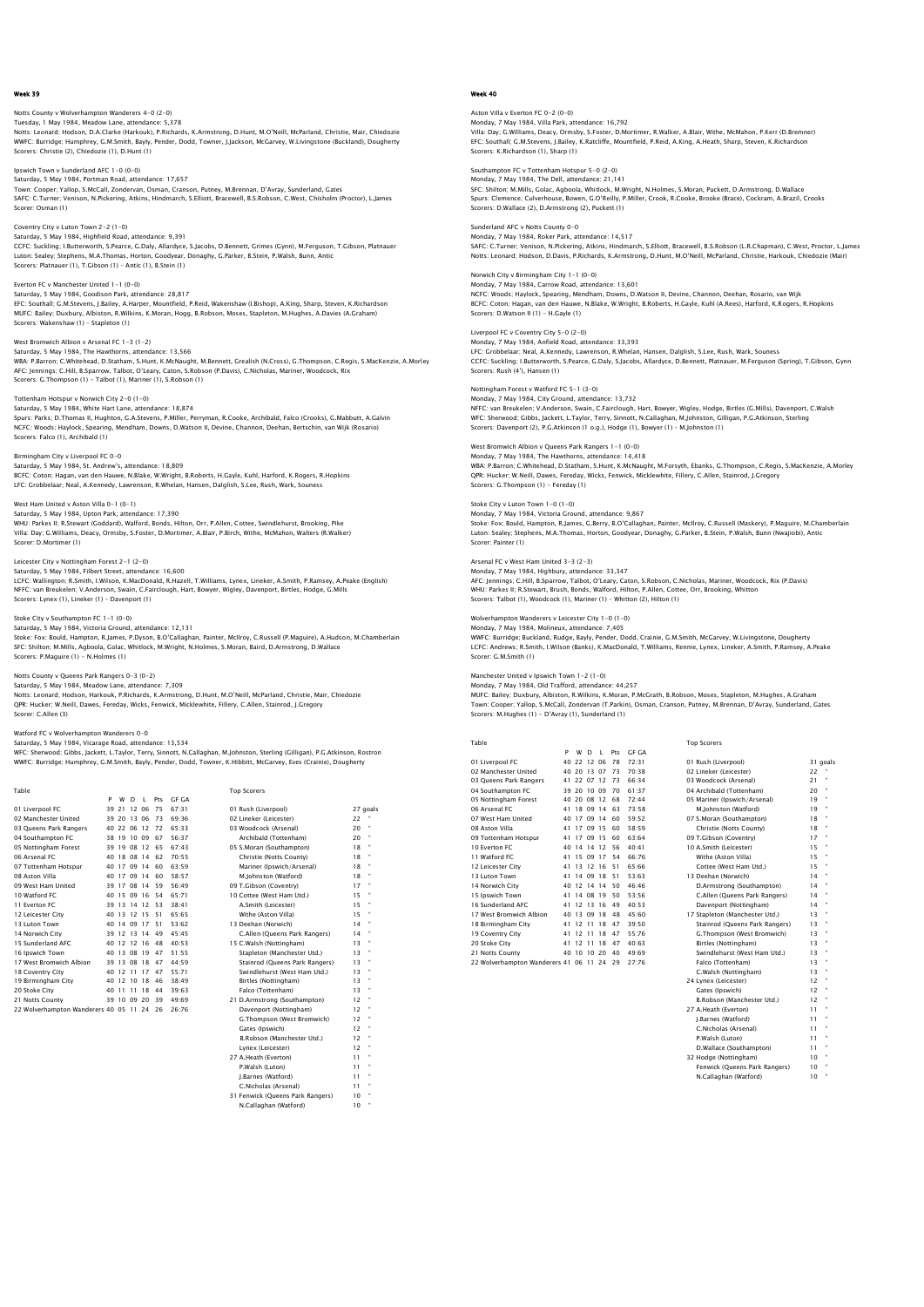## Week 39

Notts County v Wolverhampton Wanderers 4-0 (2-0)
Tuesday, 1 May 1984, Meadow Lane, attendance: 5,378
Notts: Leonard; Hodson, D.A.Clarke (Harkouk), P.Richards, K.Armstrong, D.Hunt, M.O'Neill, McParland, Christie, Mair, Chiedozie
WWFC: Burridge; Humphrey, G.M.Smith, Bayly, Pender, Dodd, Towner, J.Jackson, McGarvey, W.Livingstone (Buckland), Dougherty
Scorers: Christie (2), Chiedozie (1), D.Hunt (1)

Ipswich Town v Sunderland AFC 1-0 (0-0)
Saturday, 5 May 1984, Portman Road, attendance: 17,657
Town: Cooper; Yallop, S.McCall, Zondervan, Osman, Cranson, Putney, M.Brennan, D'Avray, Sunderland, Gates
SAFC: C.Turner; Venison, N.Pickering, Atkins, Hindmarch, S.Elliott, Bracewell, B.S.Robson, C.West, Chisholm (Proctor), L.James
Scorer: Osman (1)

Coventry City v Luton Town 2-2 (1-0)
Saturday, 5 May 1984, Highfield Road, attendance: 9,391
CCFC: Suckling; I.Butterworth, S.Pearce, G.Daly, Allardyce, S.Jacobs, D.Bennett, Grimes (Gynn), M.Ferguson, T.Gibson, Platnauer
Luton: Sealey; Stephens, M.A.Thomas, Horton, Goodyear, Donaghy, G.Parker, B.Stein, P.Walsh, Bunn, Antic
Scorers: Platnauer (1), T.Gibson (1) - Antic (1), B.Stein (1)

Everton FC v Manchester United 1-1 (0-0)
Saturday, 5 May 1984, Goodison Park, attendance: 28,817
EFC: Southall; G.M.Stevens, J.Bailey, A.Harper, Mountfield, P.Reid, Wakenshaw (I.Bishop), A.King, Sharp, Steven, K.Richardson
MUFC: Bailey; Duxbury, Albiston, R.Wilkins, K.Moran, Hogg, B.Robson, Moses, Stapleton, M.Hughes, A.Davies (A.Graham)
Scorers: Wakenshaw (1) - Stapleton (1)

West Bromwich Albion v Arsenal FC 1-3 (1-2)
Saturday, 5 May 1984, The Hawthorns, attendance: 13,566
WBA: P.Barron; C.Whitehead, D.Statham, S.Hunt, K.McNaught, M.Bennett, Grealish (N.Cross), G.Thompson, C.Regis, S.MacKenzie, A.Morley
AFC: Jennings; C.Hill, B.Sparrow, Talbot, O'Leary, Caton, S.Robson (P.Davis), C.Nicholas, Mariner, Woodcock, Rix
Scorers: G.Thompson (1) - Talbot (1), Mariner (1), S.Robson (1)

Tottenham Hotspur v Norwich City 2-0 (1-0)
Saturday, 5 May 1984, White Hart Lane, attendance: 18,874
Spurs: Parks; D.Thomas II, Hughton, G.A.Stevens, P.Miller, Perryman, R.Cooke, Archibald, Falco (Crooks), G.Mabbutt, A.Galvin
NCFC: Woods; Haylock, Spearing, Mendham, Downs, D.Watson II, Devine, Channon, Deehan, Bertschin, van Wijk (Rosario)
Scorers: Falco (1), Archibald (1)

Birmingham City v Liverpool FC 0-0
Saturday, 5 May 1984, St. Andrew's, attendance: 18,809
BCFC: Coton; Hagan, van den Hauwe, N.Blake, W.Wright, B.Roberts, H.Gayle, Kuhl, Harford, K.Rogers, R.Hopkins
LFC: Grobbelaar; Neal, A.Kennedy, Lawrenson, R.Whelan, Hansen, Dalglish, S.Lee, Rush, Wark, Souness

West Ham United v Aston Villa 0-1 (0-1)
Saturday, 5 May 1984, Upton Park, attendance: 17,390
WHU: Parkes II; R.Stewart (Goddard), Walford, Bonds, Hilton, Orr, P.Allen, Cottee, Swindlehurst, Brooking, Pike
Villa: Day; G.Williams, Deacy, Ormsby, S.Foster, D.Mortimer, A.Blair, P.Birch, Withe, McMahon, Walters (R.Walker)
Scorer: D.Mortimer (1)

Leicester City v Nottingham Forest 2-1 (2-0)
Saturday, 5 May 1984, Filbert Street, attendance: 16,600
LCFC: Wallington; R.Smith, I.Wilson, K.MacDonald, R.Hazell, T.Williams, Lynex, Lineker, A.Smith, P.Ramsey, A.Peake (English)
NFFC: van Breukelen; V.Anderson, Swain, C.Fairclough, Hart, Bowyer, Wigley, Davenport, Birtles, Hodge, G.Mills
Scorers: Lynex (1), Lineker (1) - Davenport (1)

Stoke City v Southampton FC 1-1 (0-0)
Saturday, 5 May 1984, Victoria Ground, attendance: 12,131
Stoke: Fox; Bould, Hampton, R.James, P.Dyson, B.O'Callaghan, Painter, McIlroy, C.Russell (P.Maguire), A.Hudson, M.Chamberlain
SFC: Shilton; M.Mills, Agboola, Golac, Whitlock, M.Wright, N.Holmes, S.Moran, Baird, D.Armstrong, D.Wallace
Scorers: P.Maguire (1) - N.Holmes (1)

Notts County v Queens Park Rangers 0-3 (0-2)
Saturday, 5 May 1984, Meadow Lane, attendance: 7,309
Notts: Leonard; Hodson, Harkouk, P.Richards, K.Armstrong, D.Hunt, M.O'Neill, McParland, Christie, Mair, Chiedozie
QPR: Hucker; W.Neill, Dawes, Fereday, Wicks, Fenwick, Micklewhite, Fillery, C.Allen, Stainrod, J.Gregory
Scorer: C.Allen (3)

Watford FC v Wolverhampton Wanderers 0-0
Saturday, 5 May 1984, Vicarage Road, attendance: 13,534
WFC: Sherwood; Gibbs, Jackett, L.Taylor, Terry, Sinnott, N.Callaghan, M.Johnston, Sterling (Gilligan), P.G.Atkinson, Rostron
WWFC: Burridge; Humphrey, G.M.Smith, Bayly, Pender, Dodd, Towner, K.Hibbitt, McGarvey, Eves (Crainie), Dougherty

Table

| | P | W | D | L | Pts | GF GA |
|---|---|---|---|---|---|---|
| 01 Liverpool FC | 39 | 21 | 12 | 06 | 75 | 67:31 |
| 02 Manchester United | 39 | 20 | 13 | 06 | 73 | 69:36 |
| 03 Queens Park Rangers | 40 | 22 | 06 | 12 | 72 | 65:33 |
| 04 Southampton FC | 38 | 19 | 10 | 09 | 67 | 56:37 |
| 05 Nottingham Forest | 39 | 19 | 08 | 12 | 65 | 67:43 |
| 06 Arsenal FC | 40 | 18 | 08 | 14 | 62 | 70:55 |
| 07 Tottenham Hotspur | 40 | 17 | 09 | 14 | 60 | 63:59 |
| 08 Aston Villa | 40 | 17 | 09 | 14 | 60 | 58:57 |
| 09 West Ham United | 39 | 17 | 08 | 14 | 59 | 56:49 |
| 10 Watford FC | 40 | 15 | 09 | 16 | 54 | 65:71 |
| 11 Everton FC | 39 | 13 | 14 | 12 | 53 | 38:41 |
| 12 Leicester City | 40 | 13 | 12 | 15 | 51 | 65:65 |
| 13 Luton Town | 40 | 14 | 09 | 17 | 51 | 53:62 |
| 14 Norwich City | 39 | 12 | 13 | 14 | 49 | 45:45 |
| 15 Sunderland AFC | 40 | 12 | 12 | 16 | 48 | 40:53 |
| 16 Ipswich Town | 40 | 13 | 08 | 19 | 47 | 51:55 |
| 17 West Bromwich Albion | 39 | 13 | 08 | 18 | 47 | 44:59 |
| 18 Coventry City | 40 | 12 | 11 | 17 | 47 | 55:71 |
| 19 Birmingham City | 40 | 12 | 10 | 18 | 46 | 38:49 |
| 20 Stoke City | 40 | 11 | 11 | 18 | 44 | 39:63 |
| 21 Notts County | 39 | 10 | 09 | 20 | 39 | 49:69 |
| 22 Wolverhampton Wanderers | 40 | 05 | 11 | 24 | 26 | 26:76 |

Top Scorers

| | |
|---|---|
| 01 Rush (Liverpool) | 27 goals |
| 02 Lineker (Leicester) | 22 " |
| 03 Woodcock (Arsenal) | 20 " |
| Archibald (Tottenham) | 20 " |
| 05 S.Moran (Southampton) | 18 " |
| Christie (Notts County) | 18 " |
| Mariner (Ipswich/Arsenal) | 18 " |
| M.Johnston (Watford) | 18 " |
| 09 West Ham United | 17 " |
| 10 Cottee (West Ham Utd.) | 15 " |
| A.Smith (Leicester) | 15 " |
| Withe (Aston Villa) | 15 " |
| 13 Deehan (Norwich) | 14 " |
| C.Allen (Queens Park Rangers) | 14 " |
| 15 C.Walsh (Nottingham) | 13 " |
| Stapleton (Manchester Utd.) | 13 " |
| Stainrod (Queens Park Rangers) | 13 " |
| Swindlehurst (West Ham Utd.) | 13 " |
| Birtles (Nottingham) | 13 " |
| Falco (Tottenham) | 13 " |
| 21 D.Armstrong (Southampton) | 12 " |
| Davenport (Nottingham) | 12 " |
| G.Thompson (West Bromwich) | 12 " |
| Gates (Ipswich) | 12 " |
| B.Robson (Manchester Utd.) | 12 " |
| Lynex (Leicester) | 12 " |
| 27 A.Heath (Everton) | 11 " |
| P.Walsh (Luton) | 11 " |
| J.Barnes (Watford) | 11 " |
| C.Nicholas (Arsenal) | 11 " |
| 31 Fenwick (Queens Park Rangers) | 10 " |
| N.Callaghan (Watford) | 10 " |

## Week 40

Aston Villa v Everton FC 0-2 (0-0)
Monday, 7 May 1984, Villa Park, attendance: 16,792
Villa: Day; G.Williams, Deacy, Ormsby, S.Foster, D.Mortimer, R.Walker, A.Blair, Withe, McMahon, P.Kerr (D.Bremner)
EFC: Southall; G.M.Stevens, J.Bailey, K.Ratcliffe, Mountfield, P.Reid, A.King, A.Heath, Sharp, Steven, K.Richardson
Scorers: K.Richardson (1), Sharp (1)

Southampton FC v Tottenham Hotspur 5-0 (2-0)
Monday, 7 May 1984, The Dell, attendance: 21,141
SFC: Shilton; M.Mills, Golac, Agboola, Whitlock, M.Wright, N.Holmes, S.Moran, Puckett, D.Armstrong, D.Wallace
Spurs: Clemence; Culverhouse, Bowen, G.O'Reilly, P.Miller, Crook, R.Cooke, Brooke (Brace), Cockram, A.Brazil, Crooks
Scorers: D.Wallace (2), D.Armstrong (2), Puckett (1)

Sunderland AFC v Notts County 0-0
Monday, 7 May 1984, Roker Park, attendance: 14,517
SAFC: C.Turner; Venison, N.Pickering, Atkins, Hindmarch, S.Elliott, Bracewell, B.S.Robson (L.R.Chapman), C.West, Proctor, L.James
Notts: Leonard; Hodson, D.Davis, P.Richards, K.Armstrong, D.Hunt, M.O'Neill, McParland, Christie, Harkouk, Chiedozie (Mair)

Norwich City v Birmingham City 1-1 (0-0)
Monday, 7 May 1984, Carrow Road, attendance: 13,601
NCFC: Woods; Haylock, Spearing, Mendham, Downs, D.Watson II, Devine, Channon, Deehan, Rosario, van Wijk
BCFC: Coton; Hagan, van den Hauwe, N.Blake, W.Wright, B.Roberts, H.Gayle, Kuhl (A.Rees), Harford, K.Rogers, R.Hopkins
Scorers: D.Watson II (1) - H.Gayle (1)

Liverpool FC v Coventry City 5-0 (2-0)
Monday, 7 May 1984, Anfield Road, attendance: 33,393
LFC: Grobbelaar; Neal, A.Kennedy, Lawrenson, R.Whelan, Hansen, Dalglish, S.Lee, Rush, Wark, Souness
CCFC: Suckling; I.Butterworth, S.Pearce, G.Daly, S.Jacobs, Allardyce, D.Bennett, Platnauer, M.Ferguson (Spring), T.Gibson, Gynn
Scorers: Rush (4'), Hansen (1)

Nottingham Forest v Watford FC 5-1 (3-0)
Monday, 7 May 1984, City Ground, attendance: 13,732
NFFC: van Breukelen; V.Anderson, Swain, C.Fairclough, Hart, Bowyer, Wigley, Hodge, Birtles (G.Mills), Davenport, C.Walsh
WFC: Sherwood; Gibbs, Jackett, L.Taylor, Terry, Sinnott, N.Callaghan, M.Johnston, Gilligan, P.G.Atkinson, Sterling
Scorers: Davenport (2), P.G.Atkinson (1 o.g.), Hodge (1), Bowyer (1) - M.Johnston (1)

West Bromwich Albion v Queens Park Rangers 1-1 (0-0)
Monday, 7 May 1984, The Hawthorns, attendance: 14,418
WBA: P.Barron; C.Whitehead, D.Statham, S.Hunt, K.McNaught, M.Forsyth, Ebanks, G.Thompson, C.Regis, S.MacKenzie, A.Morley
QPR: Hucker; W.Neill, Dawes, Fereday, Wicks, Fenwick, Micklewhite, Fillery, C.Allen, Stainrod, J.Gregory
Scorers: G.Thompson (1) - Fereday (1)

Stoke City v Luton Town 1-0 (1-0)
Monday, 7 May 1984, Victoria Ground, attendance: 9,867
Stoke: Fox; Bould, Hampton, R.James, G.Berry, B.O'Callaghan, Painter, McIlroy, C.Russell (Maskery), P.Maguire, M.Chamberlain
Luton: Sealey; Stephens, M.A.Thomas, Horton, Goodyear, Donaghy, G.Parker, B.Stein, P.Walsh, Bunn (Nwajiobi), Antic
Scorer: Painter (1)

Arsenal FC v West Ham United 3-3 (2-3)
Monday, 7 May 1984, Highbury, attendance: 33,347
AFC: Jennings; C.Hill, B.Sparrow, Talbot, O'Leary, Caton, S.Robson, C.Nicholas, Mariner, Woodcock, Rix (P.Davis)
WHU: Parkes II; R.Stewart, Brush, Bonds, Walford, Hilton, P.Allen, Cottee, Orr, Brooking, Whitton
Scorers: Talbot (1), Woodcock (1), Mariner (1) - Whitton (2), Hilton (1)

Wolverhampton Wanderers v Leicester City 1-0 (1-0)
Monday, 7 May 1984, Molineux, attendance: 7,405
WWFC: Burridge; Buckland, Rudge, Bayly, Pender, Dodd, Crainie, G.M.Smith, McGarvey, W.Livingstone, Dougherty
LCFC: Andrews; R.Smith, I.Wilson (Banks), K.MacDonald, T.Williams, Rennie, Lynex, Lineker, A.Smith, P.Ramsey, A.Peake
Scorer: G.M.Smith (1)

Manchester United v Ipswich Town 1-2 (1-0)
Monday, 7 May 1984, Old Trafford, attendance: 44,257
MUFC: Bailey; Duxbury, Albiston, R.Wilkins, K.Moran, P.McGrath, B.Robson, Moses, Stapleton, M.Hughes, A.Graham
Town: Cooper; Yallop, S.McCall, Zondervan (T.Parkin), Osman, Cranson, Putney, M.Brennan, D'Avray, Sunderland, Gates
Scorers: M.Hughes (1) - D'Avray (1), Sunderland (1)

Table

| | P | W | D | L | Pts | GF GA |
|---|---|---|---|---|---|---|
| 01 Liverpool FC | 40 | 22 | 12 | 06 | 78 | 72:31 |
| 02 Manchester United | 40 | 20 | 13 | 07 | 73 | 70:38 |
| 03 Queens Park Rangers | 41 | 22 | 07 | 12 | 73 | 66:34 |
| 04 Southampton FC | 39 | 20 | 10 | 09 | 70 | 61:37 |
| 05 Nottingham Forest | 40 | 20 | 08 | 12 | 68 | 72:44 |
| 06 Arsenal FC | 41 | 18 | 09 | 14 | 63 | 73:58 |
| 07 West Ham United | 40 | 17 | 09 | 14 | 60 | 59:52 |
| 08 Aston Villa | 41 | 17 | 09 | 15 | 60 | 58:59 |
| 09 Tottenham Hotspur | 41 | 17 | 09 | 15 | 60 | 63:64 |
| 10 Everton FC | 40 | 14 | 14 | 12 | 56 | 40:41 |
| 11 Watford FC | 41 | 15 | 09 | 17 | 54 | 66:76 |
| 12 Leicester City | 41 | 13 | 12 | 16 | 51 | 65:66 |
| 13 Luton Town | 41 | 14 | 09 | 18 | 51 | 53:63 |
| 14 Norwich City | 40 | 12 | 14 | 14 | 50 | 46:46 |
| 15 Ipswich Town | 41 | 14 | 08 | 19 | 50 | 53:56 |
| 16 Sunderland AFC | 41 | 12 | 13 | 16 | 49 | 40:53 |
| 17 West Bromwich Albion | 40 | 13 | 09 | 18 | 48 | 45:60 |
| 18 Birmingham City | 41 | 12 | 11 | 18 | 47 | 39:50 |
| 19 Coventry City | 41 | 12 | 11 | 18 | 47 | 55:76 |
| 20 Stoke City | 41 | 12 | 11 | 18 | 47 | 40:63 |
| 21 Notts County | 40 | 10 | 10 | 20 | 40 | 49:69 |
| 22 Wolverhampton Wanderers | 41 | 06 | 11 | 24 | 29 | 27:76 |

Top Scorers

| | |
|---|---|
| 01 Rush (Liverpool) | 31 goals |
| 02 Lineker (Leicester) | 22 " |
| 03 Woodcock (Arsenal) | 21 " |
| 04 Archibald (Tottenham) | 20 " |
| 05 Mariner (Ipswich/Arsenal) | 19 " |
| M.Johnston (Watford) | 19 " |
| 07 S.Moran (Southampton) | 18 " |
| Christie (Notts County) | 18 " |
| 09 T.Gibson (Coventry) | 17 " |
| 10 A.Smith (Leicester) | 15 " |
| Withe (Aston Villa) | 15 " |
| Cottee (West Ham Utd.) | 15 " |
| 13 Deehan (Norwich) | 14 " |
| D.Armstrong (Southampton) | 14 " |
| C.Allen (Queens Park Rangers) | 14 " |
| Davenport (Nottingham) | 14 " |
| 17 Stapleton (Manchester Utd.) | 13 " |
| Stainrod (Queens Park Rangers) | 13 " |
| G.Thompson (West Bromwich) | 13 " |
| Birtles (Nottingham) | 13 " |
| Swindlehurst (West Ham Utd.) | 13 " |
| Falco (Tottenham) | 13 " |
| C.Walsh (Nottingham) | 13 " |
| 24 Lynex (Leicester) | 12 " |
| Gates (Ipswich) | 12 " |
| B.Robson (Manchester Utd.) | 12 " |
| 27 A.Heath (Everton) | 11 " |
| J.Barnes (Watford) | 11 " |
| C.Nicholas (Arsenal) | 11 " |
| P.Walsh (Luton) | 11 " |
| D.Wallace (Southampton) | 11 " |
| 32 Hodge (Nottingham) | 10 " |
| Fenwick (Queens Park Rangers) | 10 " |
| N.Callaghan (Watford) | 10 " |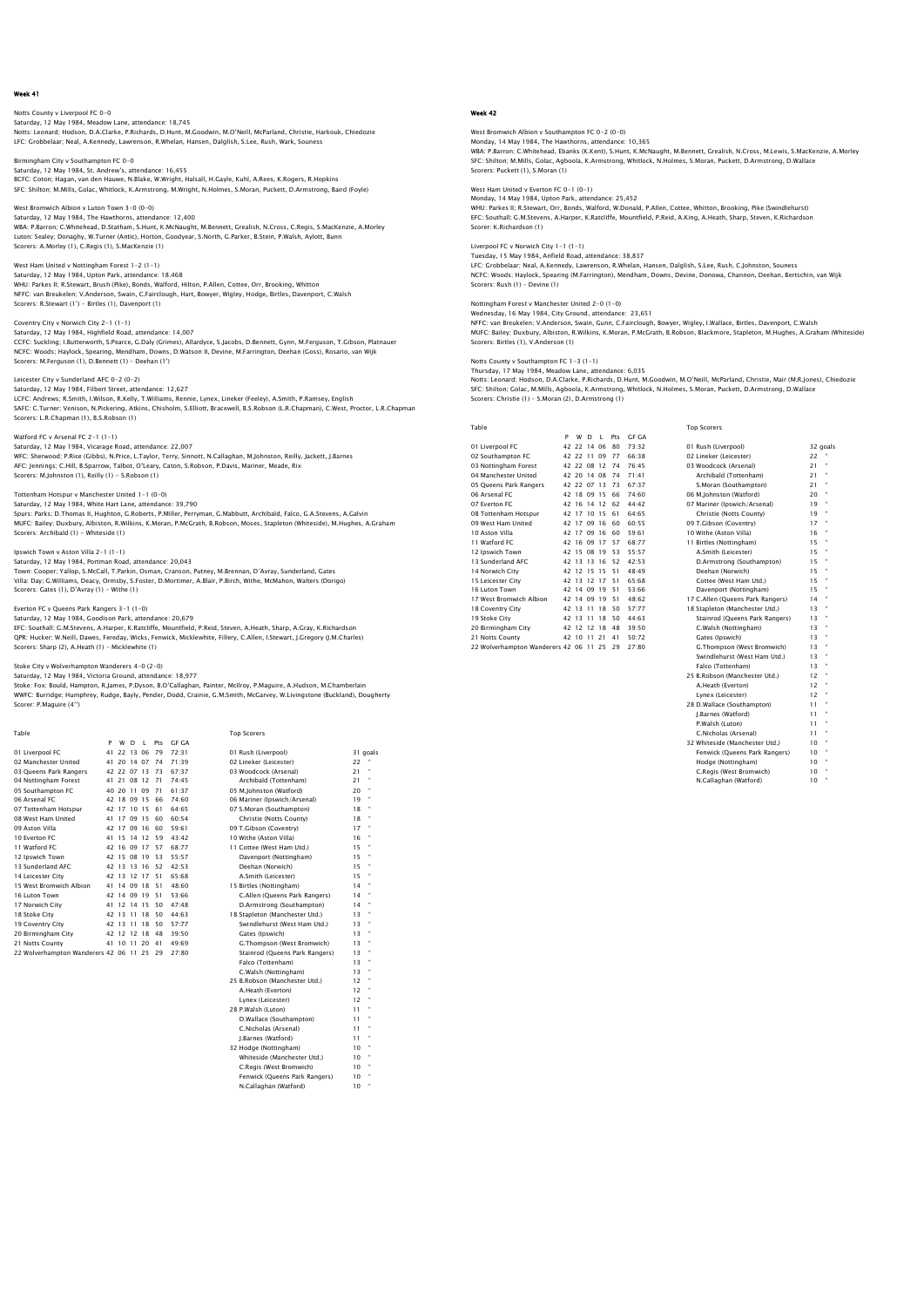## Week 41

Notts County v Liverpool FC 0-0
Saturday, 12 May 1984, Meadow Lane, attendance: 18,745
Notts: Leonard; Hodson, D.A.Clarke, P.Richards, D.Hunt, M.Goodwin, M.O'Neill, McParland, Christie, Harkouk, Chiedozie
LFC: Grobbelaar; Neal, A.Kennedy, Lawrenson, R.Whelan, Hansen, Dalglish, S.Lee, Rush, Wark, Souness

Birmingham City v Southampton FC 0-0
Saturday, 12 May 1984, St. Andrew's, attendance: 16,455
BCFC: Coton; Hagan, van den Hauwe, N.Blake, W.Wright, Halsall, H.Gayle, Kuhl, A.Rees, K.Rogers, R.Hopkins
SFC: Shilton; M.Mills, Golac, Whitlock, K.Armstrong, M.Wright, N.Holmes, S.Moran, Puckett, D.Armstrong, Baird (Foyle)

West Bromwich Albion v Luton Town 3-0 (0-0)
Saturday, 12 May 1984, The Hawthorns, attendance: 12,400
WBA: P.Barron; C.Whitehead, D.Statham, S.Hunt, K.McNaught, M.Bennett, Grealish, N.Cross, C.Regis, S.MacKenzie, A.Morley
Luton: Sealey; Donaghy, W.Turner (Antic), Horton, Goodyear, S.North, G.Parker, B.Stein, P.Walsh, Aylott, Bunn
Scorers: A.Morley (1), C.Regis (1), S.MacKenzie (1)

West Ham United v Nottingham Forest 1-2 (1-1)
Saturday, 12 May 1984, Upton Park, attendance: 18.468
WHU: Parkes II; R.Stewart, Brush (Pike), Bonds, Walford, Hilton, P.Allen, Cottee, Orr, Brooking, Whitton
NFFC: van Breukelen; V.Anderson, Swain, C.Fairclough, Hart, Bowyer, Wigley, Hodge, Birtles, Davenport, C.Walsh
Scorers: R.Stewart (1') – Birtles (1), Davenport (1)

Coventry City v Norwich City 2-1 (1-1)
Saturday, 12 May 1984, Highfield Road, attendance: 14,007
CCFC: Suckling; I.Butterworth, S.Pearce, G.Daly (Grimes), Allardyce, S.Jacobs, D.Bennett, Gynn, M.Ferguson, T.Gibson, Platnauer
NCFC: Woods; Haylock, Spearing, Mendham, Downs, D.Watson II, Devine, M.Farrington, Deehan (Goss), Rosario, van Wijk
Scorers: M.Ferguson (1), D.Bennett (1) – Deehan (1')

Leicester City v Sunderland AFC 0-2 (0-2)
Saturday, 12 May 1984, Filbert Street, attendance: 12,627
LCFC: Andrews; R.Smith, I.Wilson, R.Kelly, T.Williams, Rennie, Lynex, Lineker (Feeley), A.Smith, P.Ramsey, English
SAFC: C.Turner; Venison, N.Pickering, Atkins, Chisholm, S.Elliott, Bracewell, B.S.Robson (L.R.Chapman), C.West, Proctor, L.R.Chapman
Scorers: L.R.Chapman (1), B.S.Robson (1)

Watford FC v Arsenal FC 2-1 (1-1)
Saturday, 12 May 1984, Vicarage Road, attendance: 22,007
WFC: Sherwood; P.Rice (Gibbs), N.Price, L.Taylor, Terry, Sinnott, N.Callaghan, M.Johnston, Reilly, Jackett, J.Barnes
AFC: Jennings; C.Hill, B.Sparrow, Talbot, O'Leary, Caton, S.Robson, P.Davis, Mariner, Meade, Rix
Scorers: M.Johnston (1), Reilly (1) – S.Robson (1)

Tottenham Hotspur v Manchester United 1-1 (0-0)
Saturday, 12 May 1984, White Hart Lane, attendance: 39,790
Spurs: Parks; D.Thomas II, Hughton, G.Roberts, P.Miller, Perryman, G.Mabbutt, Archibald, Falco, G.A.Stevens, A.Galvin
MUFC: Bailey; Duxbury, Albiston, R.Wilkins, K.Moran, P.McGrath, B.Robson, Moses, Stapleton (Whiteside), M.Hughes, A.Graham
Scorers: Archibald (1) – Whiteside (1)

Ipswich Town v Aston Villa 2-1 (1-1)
Saturday, 12 May 1984, Portman Road, attendance: 20,043
Town: Cooper; Yallop, S.McCall, T.Parkin, Osman, Cranson, Putney, M.Brennan, D'Avray, Sunderland, Gates
Villa: Day; G.Williams, Deacy, Ormsby, S.Foster, D.Mortimer, A.Blair, P.Birch, Withe, McMahon, Walters (Dorigo)
Scorers: Gates (1), D'Avray (1) – Withe (1)

Everton FC v Queens Park Rangers 3-1 (1-0)
Saturday, 12 May 1984, Goodison Park, attendance: 20,679
EFC: Southall; G.M.Stevens, A.Harper, K.Ratcliffe, Mountfield, P.Reid, Steven, A.Heath, Sharp, A.Gray, K.Richardson
QPR: Hucker; W.Neill, Dawes, Fereday, Wicks, Fenwick, Micklewhite, Fillery, C.Allen, I.Stewart, J.Gregory (J.M.Charles)
Scorers: Sharp (2), A.Heath (1) – Micklewhite (1)

Stoke City v Wolverhampton Wanderers 4-0 (2-0)
Saturday, 12 May 1984, Victoria Ground, attendance: 18,977
Stoke: Fox; Bould, Hampton, R.James, P.Dyson, B.O'Callaghan, Painter, McIlroy, P.Maguire, A.Hudson, M.Chamberlain
WWFC: Burridge; Humphrey, Rudge, Bayly, Pender, Dodd, Crainie, G.M.Smith, McGarvey, W.Livingstone (Buckland), Dougherty
Scorer: P.Maguire (4'')

Table

| | P | W | D | L | Pts | GF GA |
|---|---|---|---|---|---|---|
| 01 Liverpool FC | 41 | 22 | 13 | 06 | 79 | 72:31 |
| 02 Manchester United | 41 | 20 | 14 | 07 | 74 | 71:39 |
| 03 Queens Park Rangers | 42 | 22 | 07 | 13 | 73 | 67:37 |
| 04 Nottingham Forest | 41 | 21 | 08 | 12 | 71 | 74:45 |
| 05 Southampton FC | 40 | 20 | 11 | 09 | 71 | 61:37 |
| 06 Arsenal FC | 42 | 18 | 09 | 15 | 66 | 74:60 |
| 07 Tottenham Hotspur | 42 | 17 | 10 | 15 | 61 | 64:65 |
| 08 West Ham United | 41 | 17 | 09 | 15 | 60 | 60:54 |
| 09 Aston Villa | 42 | 17 | 09 | 16 | 60 | 59:61 |
| 10 Everton FC | 41 | 15 | 14 | 12 | 59 | 43:42 |
| 11 Watford FC | 42 | 16 | 09 | 17 | 57 | 68:77 |
| 12 Ipswich Town | 42 | 15 | 08 | 19 | 53 | 55:57 |
| 13 Sunderland AFC | 42 | 13 | 13 | 16 | 52 | 42:53 |
| 14 Leicester City | 42 | 13 | 12 | 17 | 51 | 65:68 |
| 15 West Bromwich Albion | 41 | 14 | 09 | 18 | 51 | 48:60 |
| 16 Luton Town | 42 | 14 | 09 | 19 | 51 | 53:66 |
| 17 Norwich City | 41 | 12 | 14 | 15 | 50 | 47:48 |
| 18 Stoke City | 42 | 13 | 11 | 18 | 50 | 44:63 |
| 19 Coventry City | 42 | 13 | 11 | 18 | 50 | 57:77 |
| 20 Birmingham City | 42 | 12 | 12 | 18 | 48 | 39:50 |
| 21 Notts County | 41 | 10 | 11 | 20 | 41 | 49:69 |
| 22 Wolverhampton Wanderers | 42 | 06 | 11 | 25 | 29 | 27:80 |

Top Scorers

| | |
|---|---|
| 01 Rush (Liverpool) | 31 goals |
| 02 Lineker (Leicester) | 22 " |
| 03 Woodcock (Arsenal) | 21 " |
| Archibald (Tottenham) | 21 " |
| 05 M.Johnston (Watford) | 20 " |
| 06 Mariner (Ipswich/Arsenal) | 19 " |
| 07 S.Moran (Southampton) | 18 " |
| Christie (Notts County) | 18 " |
| 09 T.Gibson (Coventry) | 17 " |
| 10 Withe (Aston Villa) | 16 " |
| 11 Cottee (West Ham Utd.) | 15 " |
| Davenport (Nottingham) | 15 " |
| Deehan (Norwich) | 15 " |
| A.Smith (Leicester) | 15 " |
| 15 Birtles (Nottingham) | 14 " |
| C.Allen (Queens Park Rangers) | 14 " |
| D.Armstrong (Southampton) | 14 " |
| 18 Stapleton (Manchester Utd.) | 13 " |
| Swindlehurst (West Ham Utd.) | 13 " |
| Gates (Ipswich) | 13 " |
| G.Thompson (West Bromwich) | 13 " |
| Stainrod (Queens Park Rangers) | 13 " |
| Falco (Tottenham) | 13 " |
| C.Walsh (Nottingham) | 13 " |
| 25 B.Robson (Manchester Utd.) | 12 " |
| A.Heath (Everton) | 12 " |
| Lynex (Leicester) | 12 " |
| 28 P.Walsh (Luton) | 11 " |
| D.Wallace (Southampton) | 11 " |
| C.Nicholas (Arsenal) | 11 " |
| J.Barnes (Watford) | 11 " |
| 32 Hodge (Nottingham) | 10 " |
| Whiteside (Manchester Utd.) | 10 " |
| C.Regis (West Bromwich) | 10 " |
| Fenwick (Queens Park Rangers) | 10 " |
| N.Callaghan (Watford) | 10 " |

## Week 42

West Bromwich Albion v Southampton FC 0-2 (0-0)
Monday, 14 May 1984, The Hawthorns, attendance: 10,365
WBA: P.Barron; C.Whitehead, Ebanks (K.Kent), S.Hunt, K.McNaught, M.Bennett, Grealish, N.Cross, M.Lewis, S.MacKenzie, A.Morley
SFC: Shilton; M.Mills, Golac, Agboola, K.Armstrong, Whitlock, N.Holmes, S.Moran, Puckett, D.Armstrong, D.Wallace
Scorers: Puckett (1), S.Moran (1)

West Ham United v Everton FC 0-1 (0-1)
Monday, 14 May 1984, Upton Park, attendance: 25,452
WHU: Parkes II; R.Stewart, Orr, Bonds, Walford, W.Donald, P.Allen, Cottee, Whitton, Brooking, Pike (Swindlehurst)
EFC: Southall; G.M.Stevens, A.Harper, K.Ratcliffe, Mountfield, P.Reid, A.King, A.Heath, Sharp, Steven, K.Richardson
Scorer: K.Richardson (1)

Liverpool FC v Norwich City 1-1 (1-1)
Tuesday, 15 May 1984, Anfield Road, attendance: 38,837
LFC: Grobbelaar; Neal, A.Kennedy, Lawrenson, R.Whelan, Hansen, Dalglish, S.Lee, Rush, C.Johnston, Souness
NCFC: Woods; Haylock, Spearing (M.Farrington), Mendham, Downs, Devine, Donowa, Channon, Deehan, Bertschin, van Wijk
Scorers: Rush (1) – Devine (1)

Nottingham Forest v Manchester United 2-0 (1-0)
Wednesday, 16 May 1984, City Ground, attendance: 23,651
NFFC: van Breukelen; V.Anderson, Swain, Gunn, C.Fairclough, Bowyer, Wigley, I.Wallace, Birtles, Davenport, C.Walsh
MUFC: Bailey; Duxbury, Albiston, R.Wilkins, K.Moran, P.McGrath, B.Robson, Blackmore, Stapleton, M.Hughes, A.Graham (Whiteside)
Scorers: Birtles (1), V.Anderson (1)

Notts County v Southampton FC 1-3 (1-1)
Thursday, 17 May 1984, Meadow Lane, attendance: 6,035
Notts: Leonard; Hodson, D.A.Clarke, P.Richards, D.Hunt, M.Goodwin, M.O'Neill, McParland, Christie, Mair (M.R.Jones), Chiedozie
SFC: Shilton; Golac, M.Mills, Agboola, K.Armstrong, Whitlock, N.Holmes, S.Moran, Puckett, D.Armstrong, D.Wallace
Scorers: Christie (1) – S.Moran (2), D.Armstrong (1)

Table

| | P | W | D | L | Pts | GF GA |
|---|---|---|---|---|---|---|
| 01 Liverpool FC | 42 | 22 | 14 | 06 | 80 | 73:32 |
| 02 Southampton FC | 42 | 22 | 11 | 09 | 77 | 66:38 |
| 03 Nottingham Forest | 42 | 22 | 08 | 12 | 74 | 76:45 |
| 04 Manchester United | 42 | 20 | 14 | 08 | 74 | 71:41 |
| 05 Queens Park Rangers | 42 | 22 | 07 | 13 | 73 | 67:37 |
| 06 Arsenal FC | 42 | 18 | 09 | 15 | 66 | 74:60 |
| 07 Everton FC | 42 | 16 | 14 | 12 | 62 | 44:42 |
| 08 Tottenham Hotspur | 42 | 17 | 10 | 15 | 61 | 64:65 |
| 09 West Ham United | 42 | 17 | 09 | 16 | 60 | 60:55 |
| 10 Aston Villa | 42 | 17 | 09 | 16 | 60 | 59:61 |
| 11 Watford FC | 42 | 16 | 09 | 17 | 57 | 68:77 |
| 12 Ipswich Town | 42 | 15 | 08 | 19 | 53 | 55:57 |
| 13 Sunderland AFC | 42 | 13 | 13 | 16 | 52 | 42:53 |
| 14 Norwich City | 42 | 12 | 15 | 15 | 51 | 48:49 |
| 15 Leicester City | 42 | 13 | 12 | 17 | 51 | 65:68 |
| 16 Luton Town | 42 | 14 | 09 | 19 | 51 | 53:66 |
| 17 West Bromwich Albion | 42 | 14 | 09 | 19 | 51 | 48:62 |
| 18 Coventry City | 42 | 13 | 11 | 18 | 50 | 57:77 |
| 19 Stoke City | 42 | 13 | 11 | 18 | 50 | 44:63 |
| 20 Birmingham City | 42 | 12 | 12 | 18 | 48 | 39:50 |
| 21 Notts County | 42 | 10 | 11 | 21 | 41 | 50:72 |
| 22 Wolverhampton Wanderers | 42 | 06 | 11 | 25 | 29 | 27:80 |

Top Scorers

| | |
|---|---|
| 01 Rush (Liverpool) | 32 goals |
| 02 Lineker (Leicester) | 22 " |
| 03 Woodcock (Arsenal) | 21 " |
| Archibald (Tottenham) | 21 " |
| S.Moran (Southampton) | 21 " |
| 06 M.Johnston (Watford) | 20 " |
| 07 Mariner (Ipswich/Arsenal) | 19 " |
| Christie (Notts County) | 19 " |
| 09 T.Gibson (Coventry) | 17 " |
| 10 Withe (Aston Villa) | 16 " |
| 11 Birtles (Nottingham) | 15 " |
| A.Smith (Leicester) | 15 " |
| D.Armstrong (Southampton) | 15 " |
| Deehan (Norwich) | 15 " |
| Cottee (West Ham Utd.) | 15 " |
| Davenport (Nottingham) | 15 " |
| 17 C.Allen (Queens Park Rangers) | 14 " |
| 18 Stapleton (Manchester Utd.) | 13 " |
| Stainrod (Queens Park Rangers) | 13 " |
| C.Walsh (Nottingham) | 13 " |
| Gates (Ipswich) | 13 " |
| G.Thompson (West Bromwich) | 13 " |
| Swindlehurst (West Ham Utd.) | 13 " |
| Falco (Tottenham) | 13 " |
| 25 B.Robson (Manchester Utd.) | 12 " |
| A.Heath (Everton) | 12 " |
| Lynex (Leicester) | 12 " |
| 28 D.Wallace (Southampton) | 11 " |
| J.Barnes (Watford) | 11 " |
| P.Walsh (Luton) | 11 " |
| C.Nicholas (Arsenal) | 11 " |
| 32 Whiteside (Manchester Utd.) | 10 " |
| Fenwick (Queens Park Rangers) | 10 " |
| Hodge (Nottingham) | 10 " |
| C.Regis (West Bromwich) | 10 " |
| N.Callaghan (Watford) | 10 " |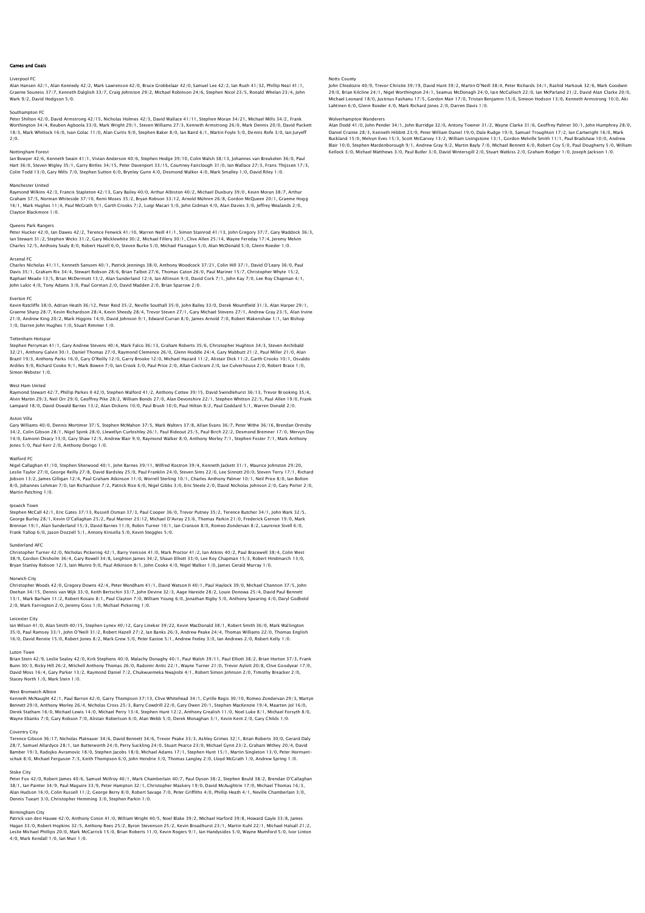# Games and Goals

### Liverpool FC

Alan Hansen 42/1, Alan Kennedy 42/2, Mark Lawrenson 42/0, Bruce Grobbelaar 42/0, Samuel Lee 42/2, Ian Rush 41/32, Phillip Neal 41/1, Graeme Souness 37/7, Kenneth Dalglish 33/7, Craig Johnston 29/2, Michael Robinson 24/6, Stephen Nicol 23/5, Ronald Whelan 23/4, John Wark 9/2, David Hodgson 5/0.

### Southampton FC

Peter Shilton 42/0, David Armstrong 42/15, Nicholas Holmes 42/3, David Wallace 41/11, Stephen Moran 34/21, Michael Mills 34/2, Frank Worthington 34/4, Reuben Agboola 33/0, Mark Wright 29/1, Steven Williams 27/3, Kenneth Armstrong 26/0, Mark Dennis 20/0, David Puckett 18/3, Mark Whitlock 16/0, Ivan Golac 11/0, Alan Curtis 9/0, Stephen Baker 8/0, Ian Baird 6/1, Martin Foyle 5/0, Dennis Rofe 3/0, Ian Juryeff 2/0.

### Nottingham Forest

Ian Bowyer 42/6, Kenneth Swain 41/1, Vivian Anderson 40/6, Stephen Hodge 39/10, Colin Walsh 38/13, Johannes van Breukelen 36/0, Paul Hart 36/0, Steven Wigley 35/1, Garry Birtles 34/15, Peter Davenport 33/15, Courtney Fairclough 31/0, Ian Wallace 27/3, Frans Thijssen 17/3, Colin Todd 13/0, Gary Mills 7/0, Stephen Sutton 6/0, Brynley Gunn 4/0, Desmond Walker 4/0, Mark Smalley 1/0, David Riley 1/0.

### Manchester United

Raymond Wilkins 42/3, Francis Stapleton 42/13, Gary Bailey 40/0, Arthur Albiston 40/2, Michael Duxbury 39/0, Kevin Moran 38/7, Arthur Graham 37/5, Norman Whiteside 37/10, Remi Moses 35/2, Bryan Robson 33/12, Arnold Mühren 26/8, Gordon McQueen 20/1, Graeme Hogg 16/1, Mark Hughes 11/4, Paul McGrath 9/1, Garth Crooks 7/2, Luigi Macari 5/0, John Gidman 4/0, Alan Davies 3/0, Jeffrey Wealands 2/0, Clayton Blackmore 1/0.

### Queens Park Rangers

Peter Hucker 42/0, Ian Dawes 42/2, Terence Fenwick 41/10, Warren Neill 41/1, Simon Stainrod 41/13, John Gregory 37/7, Gary Waddock 36/3, Ian Stewart 31/2, Stephen Wicks 31/2, Gary Micklewhite 30/2, Michael Fillery 30/1, Clive Allen 25/14, Wayne Fereday 17/4, Jeremy Melvin Charles 12/5, Anthony Sealy 8/0, Robert Hazell 6/0, Steven Burke 5/0, Michael Flanagan 5/0, Alan McDonald 5/0, Glenn Roeder 1/0.

### Arsenal FC

Charles Nicholas 41/11, Kenneth Sansom 40/1, Patrick Jennings 38/0, Anthony Woodcock 37/21, Colin Hill 37/1, David O'Leary 36/0, Paul Davis 35/1, Graham Rix 34/4, Stewart Robson 28/6, Brian Talbot 27/6, Thomas Caton 26/0, Paul Mariner 15/7, Christopher Whyte 15/2, Raphael Meade 13/5, Brian McDermott 13/2, Alan Sunderland 12/4, Ian Allinson 9/0, David Cork 7/1, John Kay 7/0, Lee Roy Chapman 4/1, John Lukic 4/0, Tony Adams 3/0, Paul Gorman 2/0, David Madden 2/0, Brian Sparrow 2/0.

### Everton FC

Kevin Ratcliffe 38/0, Adrian Heath 36/12, Peter Reid 35/2, Neville Southall 35/0, John Bailey 33/0, Derek Mountfield 31/3, Alan Harper 29/1, Graeme Sharp 28/7, Kevin Richardson 28/4, Kevin Sheedy 28/4, Trevor Steven 27/1, Gary Michael Stevens 27/1, Andrew Gray 23/5, Alan Irvine 21/0, Andrew King 20/2, Mark Higgins 14/0, David Johnson 9/1, Edward Curran 8/0, James Arnold 7/0, Robert Wakenshaw 1/1, Ian Bishop 1/0, Darren John Hughes 1/0, Stuart Rimmer 1/0.

### Tottenham Hotspur

Stephen Perryman 41/1, Gary Andrew Stevens 40/4, Mark Falco 36/13, Graham Roberts 35/6, Christopher Hughton 34/3, Steven Archibald 32/21, Anthony Galvin 30/1, Daniel Thomas 27/0, Raymond Clemence 26/0, Glenn Hoddle 24/4, Gary Mabbutt 21/2, Paul Miller 21/0, Alan Brazil 19/3, Anthony Parks 16/0, Gary O'Reilly 12/0, Garry Brooke 12/0, Michael Hazard 11/2, Alistair Dick 11/2, Garth Crooks 10/1, Osvaldo Ardiles 9/0, Richard Cooke 9/1, Mark Bowen 7/0, Ian Crook 3/0, Paul Price 2/0, Allan Cockram 2/0, Ian Culverhouse 2/0, Robert Brace 1/0, Simon Webster 1/0.

### West Ham United

Raymond Stewart 42/7, Phillip Parkes II 42/0, Stephen Walford 41/2, Anthony Cottee 39/15, David Swindlehurst 36/13, Trevor Brooking 35/4, Alvin Martin 29/3, Neil Orr 29/0, Geoffrey Pike 28/2, William Bonds 27/0, Alan Devonshire 22/1, Stephen Whitton 22/5, Paul Allen 19/0, Frank Lampard 18/0, David Oswald Barnes 13/2, Alan Dickens 10/0, Paul Brush 10/0, Paul Hilton 8/2, Paul Goddard 5/1, Warren Donald 2/0.

### Aston Villa

Gary Williams 40/0, Dennis Mortimer 37/5, Stephen McMahon 37/5, Mark Walters 37/8, Allan Evans 36/7, Peter Withe 36/16, Brendan Ormsby 34/2, Colin Gibson 28/1, Nigel Spink 28/0, Llewellyn Curbishley 26/1, Paul Rideout 25/5, Paul Birch 22/2, Desmond Bremner 17/0, Mervyn Day 14/0, Eamonn Deacy 13/0, Gary Shaw 12/5, Andrew Blair 9/0, Raymond Walker 8/0, Anthony Morley 7/1, Stephen Foster 7/1, Mark Anthony Jones 5/0, Paul Kerr 2/0, Anthony Dorigo 1/0.

### Watford FC

Nigel Callaghan 41/10, Stephen Sherwood 40/1, John Barnes 39/11, Wilfred Rostron 39/4, Kenneth Jackett 31/1, Maurice Johnston 29/20, Leslie Taylor 27/0, George Reilly 27/8, David Bardsley 25/0, Paul Franklin 24/0, Steven Sims 22/0, Lee Sinnott 20/0, Steven Terry 17/1, Richard Jobson 13/2, James Gilligan 12/4, Paul Graham Atkinson 11/0, Worrell Sterling 10/1, Charles Anthony Palmer 10/1, Neil Price 8/0, Ian Bolton 8/0, Johannes Lohman 7/0, Ian Richardson 7/2, Patrick Rice 6/0, Nigel Gibbs 3/0, Eric Steele 2/0, David Nicholas Johnson 2/0, Gary Porter 2/0, Martin Patching 1/0.

### Ipswich Town

Stephen McCall 42/1, Eric Gates 37/13, Russell Osman 37/3, Paul Cooper 36/0, Trevor Putney 35/2, Terence Butcher 34/1, John Wark 32/5, George Burley 28/1, Kevin O'Callaghan 25/2, Paul Mariner 23/12, Michael D'Avray 23/6, Thomas Parkin 21/0, Frederick Gernon 19/0, Mark Brennan 19/1, Alan Sunderland 15/3, David Barnes 11/0, Robin Turner 10/1, Ian Cranson 8/0, Romeo Zondervan 8/2, Laurence Sivell 6/0, Frank Yallop 6/0, Jason Dozzell 5/1, Antony Kinsella 5/0, Kevin Steggles 5/0.

### Sunderland AFC

Christopher Turner 42/0, Nicholas Pickering 42/1, Barry Venison 41/0, Mark Proctor 41/2, Ian Atkins 40/2, Paul Bracewell 38/4, Colin West 38/9, Gordon Chisholm 36/4, Gary Rowell 34/8, Leighton James 34/2, Shaun Elliott 33/0, Lee Roy Chapman 15/3, Robert Hindmarch 13/0, Bryan Stanley Robson 12/3, Iain Munro 9/0, Paul Atkinson 8/1, John Cooke 4/0, Nigel Walker 1/0, James Gerald Murray 1/0.

### Norwich City

Christopher Woods 42/0, Gregory Downs 42/4, Peter Mendham 41/1, David Watson II 40/1, Paul Haylock 39/0, Michael Channon 37/5, John Deehan 34/15, Dennis van Wijk 33/0, Keith Bertschin 33/7, John Devine 32/3, Aage Hareide 28/2, Louie Donowa 25/4, David Paul Bennett 13/1, Mark Barham 11/2, Robert Rosaio 8/1, Paul Clayton 7/0, William Young 6/0, Jonathan Rigby 5/0, Anthony Spearing 4/0, Daryl Godbold 2/0, Mark Farrington 2/0, Jeremy Goss 1/0, Michael Pickering 1/0.

### Leicester City

Ian Wilson 41/0, Alan Smith 40/15, Stephen Lynex 40/12, Gary Lineker 39/22, Kevin MacDonald 38/1, Robert Smith 36/0, Mark Wallington 35/0, Paul Ramsey 33/1, John O'Neill 31/2, Robert Hazell 27/2, Ian Banks 26/3, Andrew Peake 24/4, Thomas Williams 22/0, Thomas English 16/0, David Rennie 15/0, Robert Jones 8/2, Mark Grew 5/0, Peter Eastoe 5/1, Andrew Feeley 3/0, Ian Andrews 2/0, Robert Kelly 1/0.

### Luton Town

Brian Stein 42/9, Leslie Sealey 42/0, Kirk Stephens 40/0, Malachy Donaghy 40/1, Paul Walsh 39/11, Paul Elliott 38/2, Brian Horton 37/3, Frank Bunn 30/3, Ricky Hill 26/2, Mitchell Anthony Thomas 26/0, Radomir Antic 22/1, Wayne Turner 21/0, Trevor Aylott 20/8, Clive Goodyear 17/0, David Moss 16/4, Gary Parker 13/2, Raymond Daniel 7/2, Chukwuemeka Nwajiobi 4/1, Robert Simon Johnson 2/0, Timothy Breacker 2/0, Stacey North 1/0, Mark Stein 1/0.

### West Bromwich Albion

Kenneth McNaught 42/1, Paul Barron 42/0, Garry Thompson 37/13, Clive Whitehead 34/1, Cyrille Regis 30/10, Romeo Zondervan 29/3, Martyn Bennett 29/0, Anthony Morley 26/4, Nicholas Cross 25/3, Barry Cowdrill 22/0, Gary Owen 20/1, Stephen MacKenzie 19/4, Maarten Jol 16/0, Derek Statham 16/0, Michael Lewis 14/0, Michael Perry 13/4, Stephen Hunt 12/2, Anthony Grealish 11/0, Noel Luke 8/1, Michael Forsyth 8/0, Wayne Ebanks 7/0, Gary Robson 7/0, Alistair Robertson 6/0, Alan Webb 5/0, Derek Monaghan 3/1, Kevin Kent 2/0, Gary Childs 1/0.

### Coventry City

Terence Gibson 36/17, Nicholas Platnauer 34/6, David Bennett 34/6, Trevor Peake 33/3, Ashley Grimes 32/1, Brian Roberts 30/0, Gerard Daly 28/7, Samuel Allardyce 28/1, Ian Butterworth 24/0, Perry Suckling 24/0, Stuart Pearce 23/0, Michael Gynn 23/2, Graham Withey 20/4, David Bamber 19/3, Radojko Avramovic 18/0, Stephen Jacobs 18/0, Michael Adams 17/1, Stephen Hunt 15/1, Martin Singleton 13/0, Peter Hormantschuk 8/0, Michael Ferguson 7/3, Keith Thompson 6/0, John Hendrie 3/0, Thomas Langley 2/0, Lloyd McGrath 1/0, Andrew Spring 1/0.

### Stoke City

Peter Fox 42/0, Robert James 40/6, Samuel McIlroy 40/1, Mark Chamberlain 40/7, Paul Dyson 38/2, Stephen Bould 38/2, Brendan O'Callaghan 38/1, Ian Painter 34/9, Paul Maguire 33/9, Peter Hampton 32/1, Christopher Maskery 19/0, David McAughtrie 17/0, Michael Thomas 16/3, Alan Hudson 16/0, Colin Russell 11/2, George Berry 8/0, Robert Savage 7/0, Peter Griffiths 4/0, Phillip Heath 4/1, Neville Chamberlain 3/0, Dennis Tueart 3/0, Christopher Hemming 3/0, Stephen Parkin 1/0.

### Birmingham City

Patrick van den Hauwe 42/0, Anthony Coton 41/0, William Wright 40/5, Noel Blake 39/2, Michael Harford 39/8, Howard Gayle 33/8, James Hagan 33/0, Robert Hopkins 32/5, Anthony Rees 25/2, Byron Stevenson 25/2, Kevin Broadhurst 23/1, Martin Kuhl 22/1, Michael Halsall 21/2, Leslie Michael Phillips 20/0, Mark McCarrick 15/0, Brian Roberts 11/0, Kevin Rogers 9/1, Ian Handysides 5/0, Wayne Mumford 5/0, Ivor Linton 4/0, Mark Kendall 1/0, Ian Muir 1/0.

### Notts County

John Chiedozie 40/9, Trevor Christie 39/19, David Hunt 39/2, Martin O'Neill 38/4, Peter Richards 34/1, Rashid Harkouk 32/6, Mark Goodwin 29/0, Brian Kilcline 24/1, Nigel Worthington 24/1, Seamus McDonagh 24/0, Iain McCulloch 22/0, Ian McParland 21/2, David Alan Clarke 20/0, Michael Leonard 18/0, Justinus Fashanu 17/5, Gordon Mair 17/0, Tristan Benjamin 15/0, Simeon Hodson 13/0, Kenneth Armstrong 10/0, Aki Lahtinen 6/0, Glenn Roeder 4/0, Mark Richard Jones 2/0, Darren Davis 1/0.

### Wolverhampton Wanderers

Alan Dodd 41/0, John Pender 34/1, John Burridge 32/0, Antony Towner 31/2, Wayne Clarke 31/6, Geoffrey Palmer 30/1, John Humphrey 28/0, Daniel Crainie 28/3, Kenneth Hibbitt 23/0, Peter William Daniel 19/0, Dale Rudge 19/0, Samuel Troughton 17/2, Ian Cartwright 16/0, Mark Buckland 15/0, Melvyn Eves 15/3, Scott McGarvey 13/2, William Livingstone 13/1, Gordon Melville Smith 11/1, Paul Bradshaw 10/0, Andrew Blair 10/0, Stephen Mardenborough 9/1, Andrew Gray 9/2, Martin Bayly 7/0, Michael Bennett 6/0, Robert Coy 5/0, Paul Dougherty 5/0, William Kellock 3/0, Michael Matthews 3/0, Paul Butler 3/0, David Wintersgill 2/0, Stuart Watkiss 2/0, Graham Rodger 1/0, Joseph Jackson 1/0.